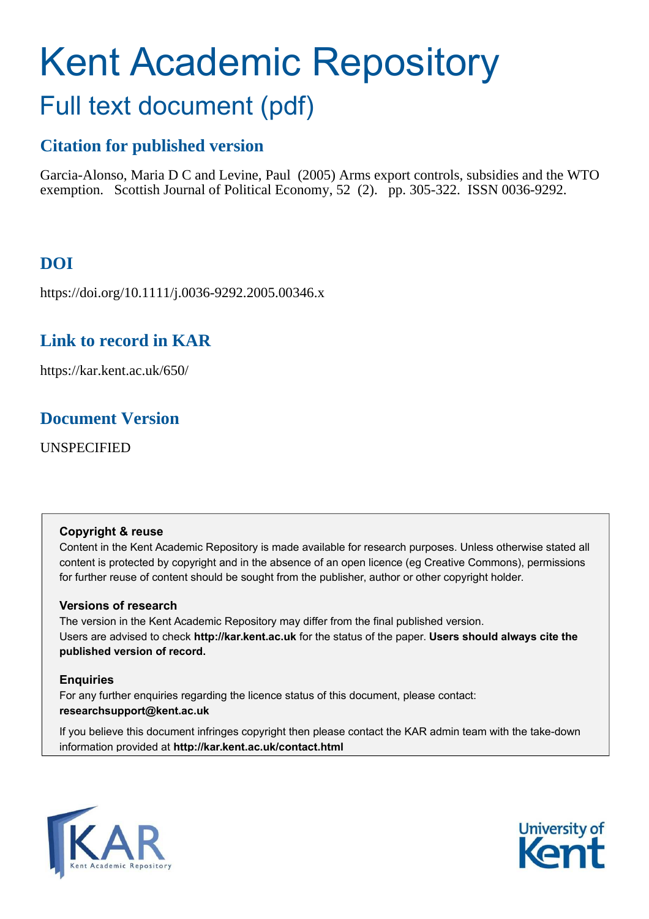# Kent Academic Repository

## Full text document (pdf)

### Citation for published version

Garcia-Alonso, Maria D C and Levine, Paul (2005) Arms export controls, subsidies and the WTO exemption. Scottish Journal of Political Economy, 52 (2). pp. 305-322. ISSN 0036-9292.

### DOI

https://doi.org/10.1111/j.0036-9292.2005.00346.x

### Link to record in KAR

https://kar.kent.ac.uk/650/

### Document Version

UNSPECIFIED

**Copyright & reuse**

Content in the Kent Academic Repository is made available for research purposes. Unless otherwise stated all content is protected by copyright and in the absence of an open licence (eg Creative Commons), permissions for further reuse of content should be sought from the publisher, author or other copyright holder.

**Versions of research**

The version in the Kent Academic Repository may differ from the final published version. Users are advised to check **http://kar.kent.ac.uk** for the status of the paper. **Users should always cite the published version of record.**

**Enquiries**

For any further enquiries regarding the licence status of this document, please contact: **researchsupport@kent.ac.uk**

If you believe this document infringes copyright then please contact the KAR admin team with the take-down information provided at **http://kar.kent.ac.uk/contact.html**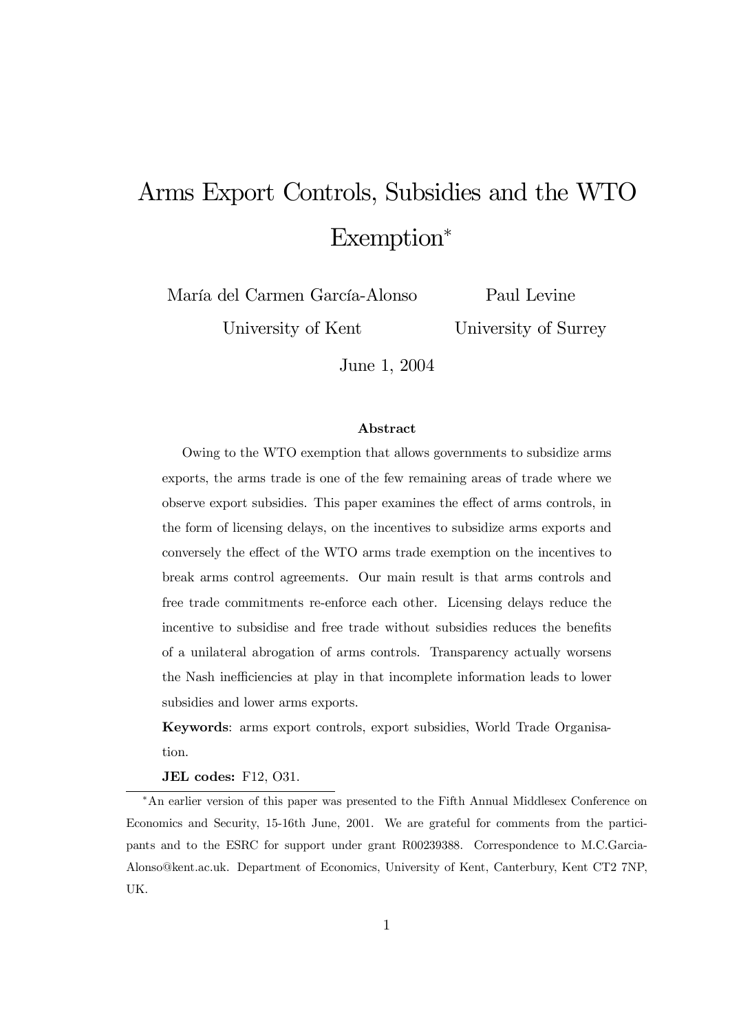# Arms Export Controls, Subsidies and the WTO Exemption*

María del Carmen García-Alonso
University of Kent

Paul Levine
University of Surrey

June 1, 2004

### Abstract

Owing to the WTO exemption that allows governments to subsidize arms exports, the arms trade is one of the few remaining areas of trade where we observe export subsidies. This paper examines the effect of arms controls, in the form of licensing delays, on the incentives to subsidize arms exports and conversely the effect of the WTO arms trade exemption on the incentives to break arms control agreements. Our main result is that arms controls and free trade commitments re-enforce each other. Licensing delays reduce the incentive to subsidise and free trade without subsidies reduces the benefits of a unilateral abrogation of arms controls. Transparency actually worsens the Nash inefficiencies at play in that incomplete information leads to lower subsidies and lower arms exports.

**Keywords**: arms export controls, export subsidies, World Trade Organisation.

**JEL codes:** F12, O31.

*An earlier version of this paper was presented to the Fifth Annual Middlesex Conference on Economics and Security, 15-16th June, 2001. We are grateful for comments from the participants and to the ESRC for support under grant R00239388. Correspondence to M.C.Garcia-Alonso@kent.ac.uk. Department of Economics, University of Kent, Canterbury, Kent CT2 7NP, UK.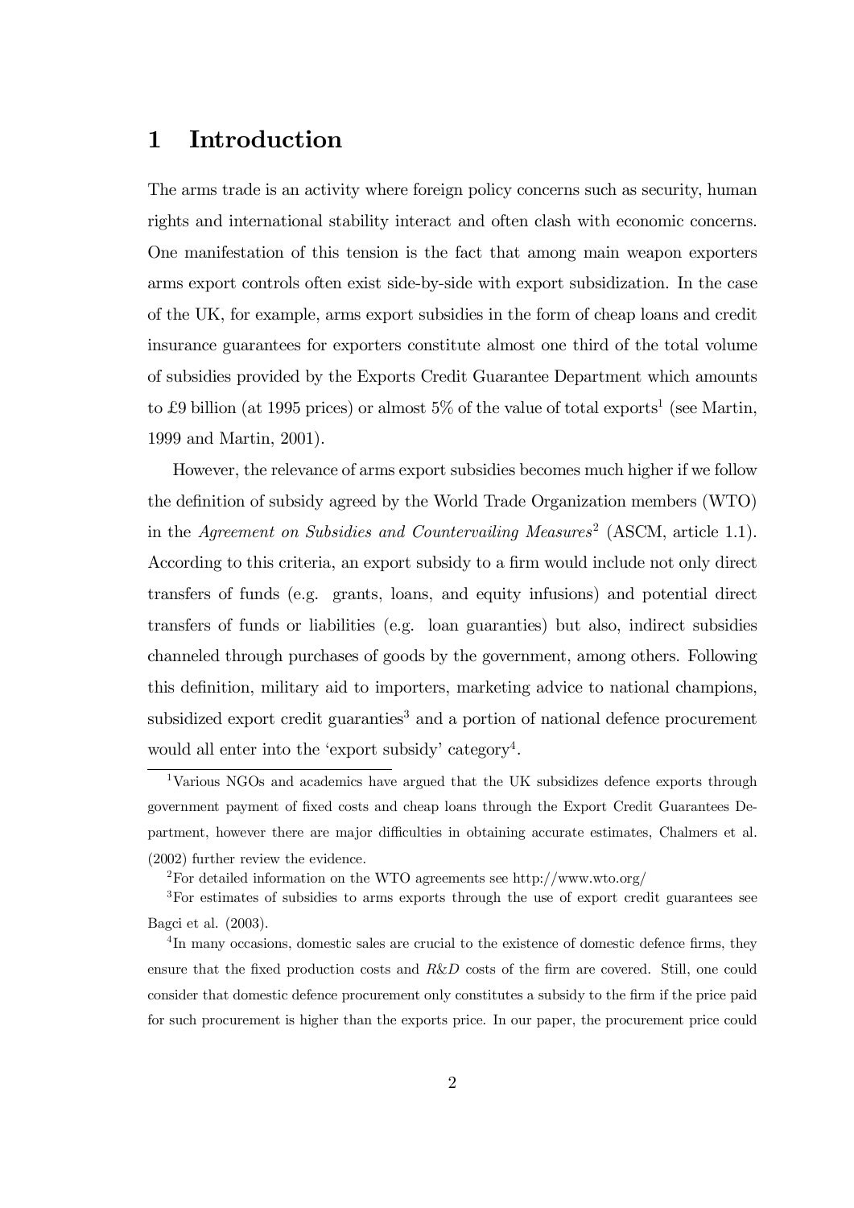# 1 Introduction

The arms trade is an activity where foreign policy concerns such as security, human rights and international stability interact and often clash with economic concerns. One manifestation of this tension is the fact that among main weapon exporters arms export controls often exist side-by-side with export subsidization. In the case of the UK, for example, arms export subsidies in the form of cheap loans and credit insurance guarantees for exporters constitute almost one third of the total volume of subsidies provided by the Exports Credit Guarantee Department which amounts to £9 billion (at 1995 prices) or almost 5% of the value of total exports[1] (see Martin, 1999 and Martin, 2001).

However, the relevance of arms export subsidies becomes much higher if we follow the definition of subsidy agreed by the World Trade Organization members (WTO) in the *Agreement on Subsidies and Countervailing Measures*[2] (ASCM, article 1.1). According to this criteria, an export subsidy to a firm would include not only direct transfers of funds (e.g. grants, loans, and equity infusions) and potential direct transfers of funds or liabilities (e.g. loan guaranties) but also, indirect subsidies channeled through purchases of goods by the government, among others. Following this definition, military aid to importers, marketing advice to national champions, subsidized export credit guaranties[3] and a portion of national defence procurement would all enter into the 'export subsidy' category[4].

[1] Various NGOs and academics have argued that the UK subsidizes defence exports through government payment of fixed costs and cheap loans through the Export Credit Guarantees Department, however there are major difficulties in obtaining accurate estimates, Chalmers et al. (2002) further review the evidence.

[2] For detailed information on the WTO agreements see http://www.wto.org/

[3] For estimates of subsidies to arms exports through the use of export credit guarantees see Bagci et al. (2003).

[4] In many occasions, domestic sales are crucial to the existence of domestic defence firms, they ensure that the fixed production costs and *R&D* costs of the firm are covered. Still, one could consider that domestic defence procurement only constitutes a subsidy to the firm if the price paid for such procurement is higher than the exports price. In our paper, the procurement price could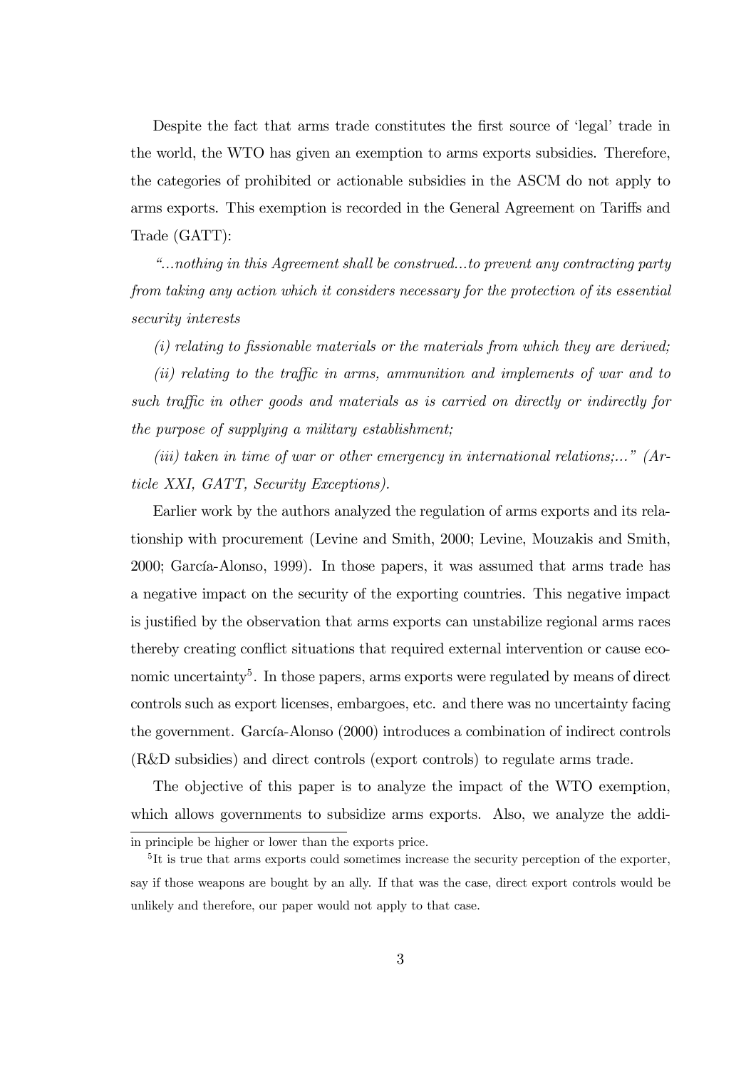Despite the fact that arms trade constitutes the first source of 'legal' trade in the world, the WTO has given an exemption to arms exports subsidies. Therefore, the categories of prohibited or actionable subsidies in the ASCM do not apply to arms exports. This exemption is recorded in the General Agreement on Tariffs and Trade (GATT):

*"...nothing in this Agreement shall be construed...to prevent any contracting party from taking any action which it considers necessary for the protection of its essential security interests*

*(i) relating to fissionable materials or the materials from which they are derived;*

*(ii) relating to the traffic in arms, ammunition and implements of war and to such traffic in other goods and materials as is carried on directly or indirectly for the purpose of supplying a military establishment;*

*(iii) taken in time of war or other emergency in international relations;..." (Article XXI, GATT, Security Exceptions).*

Earlier work by the authors analyzed the regulation of arms exports and its relationship with procurement (Levine and Smith, 2000; Levine, Mouzakis and Smith, 2000; García-Alonso, 1999). In those papers, it was assumed that arms trade has a negative impact on the security of the exporting countries. This negative impact is justified by the observation that arms exports can unstabilize regional arms races thereby creating conflict situations that required external intervention or cause economic uncertainty[5]. In those papers, arms exports were regulated by means of direct controls such as export licenses, embargoes, etc. and there was no uncertainty facing the government. García-Alonso (2000) introduces a combination of indirect controls (R&D subsidies) and direct controls (export controls) to regulate arms trade.

The objective of this paper is to analyze the impact of the WTO exemption, which allows governments to subsidize arms exports. Also, we analyze the addi-

in principle be higher or lower than the exports price.

[5]It is true that arms exports could sometimes increase the security perception of the exporter, say if those weapons are bought by an ally. If that was the case, direct export controls would be unlikely and therefore, our paper would not apply to that case.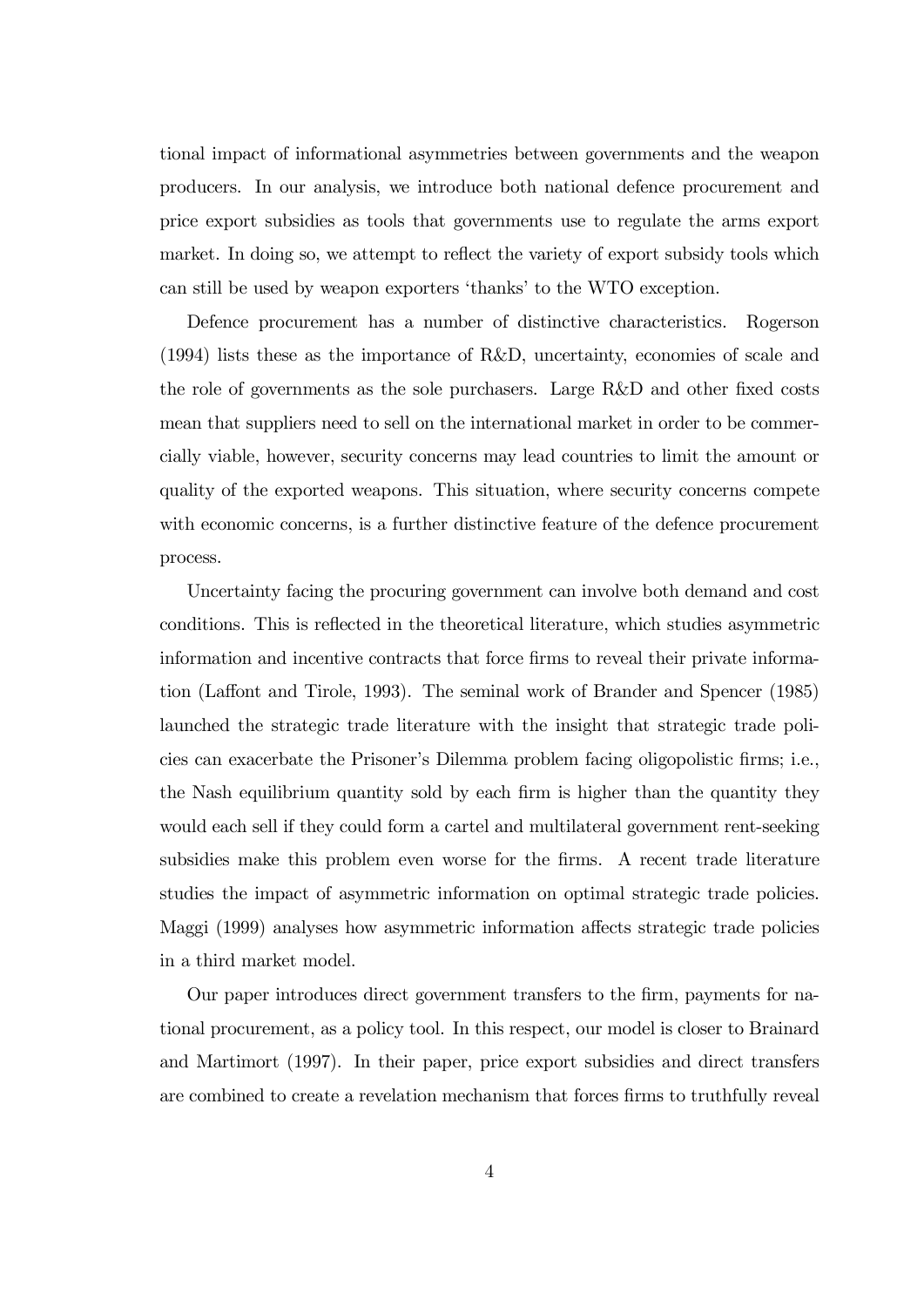tional impact of informational asymmetries between governments and the weapon producers. In our analysis, we introduce both national defence procurement and price export subsidies as tools that governments use to regulate the arms export market. In doing so, we attempt to reflect the variety of export subsidy tools which can still be used by weapon exporters 'thanks' to the WTO exception.

Defence procurement has a number of distinctive characteristics. Rogerson (1994) lists these as the importance of R&D, uncertainty, economies of scale and the role of governments as the sole purchasers. Large R&D and other fixed costs mean that suppliers need to sell on the international market in order to be commercially viable, however, security concerns may lead countries to limit the amount or quality of the exported weapons. This situation, where security concerns compete with economic concerns, is a further distinctive feature of the defence procurement process.

Uncertainty facing the procuring government can involve both demand and cost conditions. This is reflected in the theoretical literature, which studies asymmetric information and incentive contracts that force firms to reveal their private information (Laffont and Tirole, 1993). The seminal work of Brander and Spencer (1985) launched the strategic trade literature with the insight that strategic trade policies can exacerbate the Prisoner's Dilemma problem facing oligopolistic firms; i.e., the Nash equilibrium quantity sold by each firm is higher than the quantity they would each sell if they could form a cartel and multilateral government rent-seeking subsidies make this problem even worse for the firms. A recent trade literature studies the impact of asymmetric information on optimal strategic trade policies. Maggi (1999) analyses how asymmetric information affects strategic trade policies in a third market model.

Our paper introduces direct government transfers to the firm, payments for national procurement, as a policy tool. In this respect, our model is closer to Brainard and Martimort (1997). In their paper, price export subsidies and direct transfers are combined to create a revelation mechanism that forces firms to truthfully reveal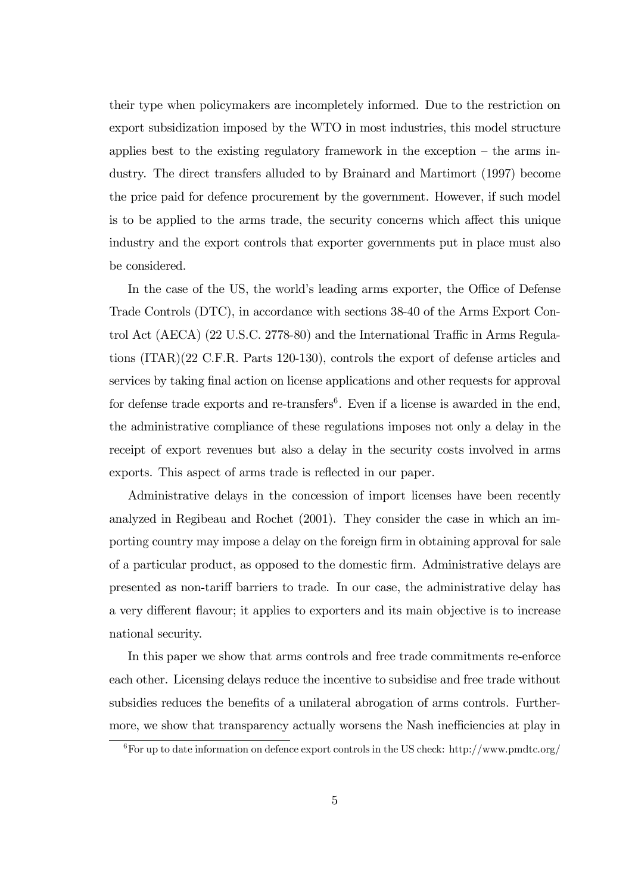their type when policymakers are incompletely informed. Due to the restriction on export subsidization imposed by the WTO in most industries, this model structure applies best to the existing regulatory framework in the exception – the arms industry. The direct transfers alluded to by Brainard and Martimort (1997) become the price paid for defence procurement by the government. However, if such model is to be applied to the arms trade, the security concerns which affect this unique industry and the export controls that exporter governments put in place must also be considered.

In the case of the US, the world's leading arms exporter, the Office of Defense Trade Controls (DTC), in accordance with sections 38-40 of the Arms Export Control Act (AECA) (22 U.S.C. 2778-80) and the International Traffic in Arms Regulations (ITAR)(22 C.F.R. Parts 120-130), controls the export of defense articles and services by taking final action on license applications and other requests for approval for defense trade exports and re-transfers[6]. Even if a license is awarded in the end, the administrative compliance of these regulations imposes not only a delay in the receipt of export revenues but also a delay in the security costs involved in arms exports. This aspect of arms trade is reflected in our paper.

Administrative delays in the concession of import licenses have been recently analyzed in Regibeau and Rochet (2001). They consider the case in which an importing country may impose a delay on the foreign firm in obtaining approval for sale of a particular product, as opposed to the domestic firm. Administrative delays are presented as non-tariff barriers to trade. In our case, the administrative delay has a very different flavour; it applies to exporters and its main objective is to increase national security.

In this paper we show that arms controls and free trade commitments re-enforce each other. Licensing delays reduce the incentive to subsidise and free trade without subsidies reduces the benefits of a unilateral abrogation of arms controls. Furthermore, we show that transparency actually worsens the Nash inefficiencies at play in

[6] For up to date information on defence export controls in the US check: http://www.pmdtc.org/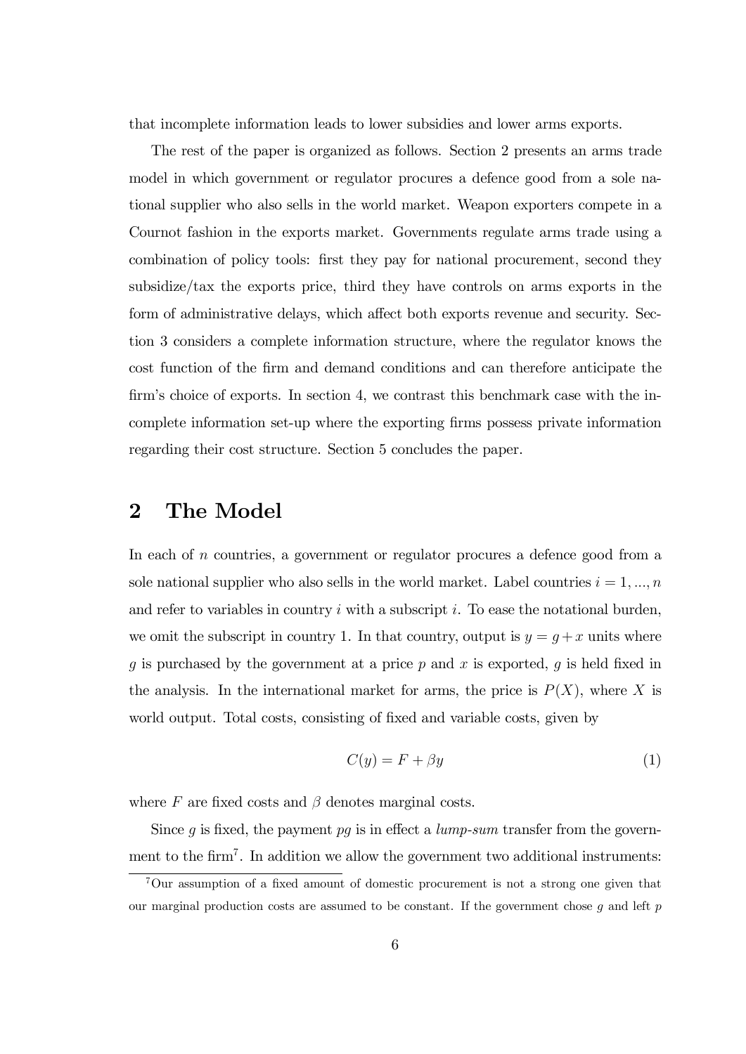that incomplete information leads to lower subsidies and lower arms exports.

The rest of the paper is organized as follows. Section 2 presents an arms trade model in which government or regulator procures a defence good from a sole national supplier who also sells in the world market. Weapon exporters compete in a Cournot fashion in the exports market. Governments regulate arms trade using a combination of policy tools: first they pay for national procurement, second they subsidize/tax the exports price, third they have controls on arms exports in the form of administrative delays, which affect both exports revenue and security. Section 3 considers a complete information structure, where the regulator knows the cost function of the firm and demand conditions and can therefore anticipate the firm's choice of exports. In section 4, we contrast this benchmark case with the incomplete information set-up where the exporting firms possess private information regarding their cost structure. Section 5 concludes the paper.

## 2 The Model

In each of $n$ countries, a government or regulator procures a defence good from a sole national supplier who also sells in the world market. Label countries $i = 1, ..., n$ and refer to variables in country $i$ with a subscript $i$. To ease the notational burden, we omit the subscript in country 1. In that country, output is $y = g + x$ units where $g$ is purchased by the government at a price $p$ and $x$ is exported, $g$ is held fixed in the analysis. In the international market for arms, the price is $P(X)$, where $X$ is world output. Total costs, consisting of fixed and variable costs, given by

$$C(y) = F + \beta y \tag{1}$$

where $F$ are fixed costs and $\beta$ denotes marginal costs.

Since $g$ is fixed, the payment $pg$ is in effect a *lump-sum* transfer from the government to the firm[7]. In addition we allow the government two additional instruments:

[7] Our assumption of a fixed amount of domestic procurement is not a strong one given that our marginal production costs are assumed to be constant. If the government chose $g$ and left $p$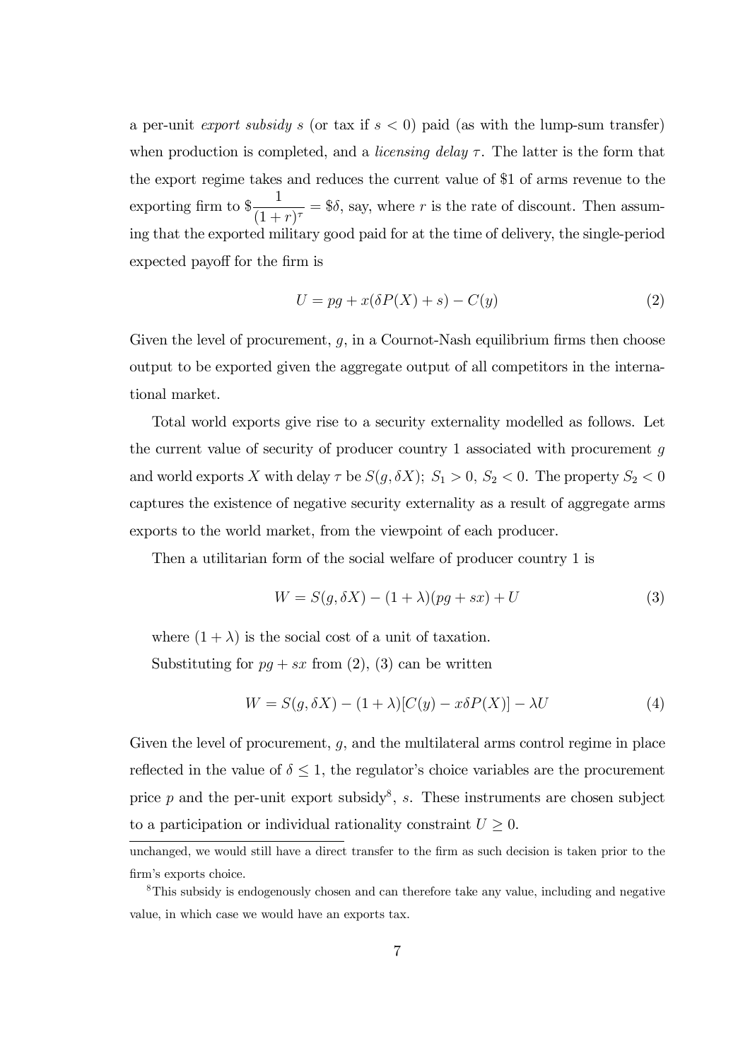a per-unit *export subsidy* $s$ (or tax if $s < 0$) paid (as with the lump-sum transfer) when production is completed, and a *licensing delay* $\tau$. The latter is the form that the export regime takes and reduces the current value of \$1 of arms revenue to the exporting firm to $\$\frac{1}{(1+r)^{\tau}} = \$\delta$, say, where $r$ is the rate of discount. Then assuming that the exported military good paid for at the time of delivery, the single-period expected payoff for the firm is

$$U = pg + x(\delta P(X) + s) - C(y) \tag{2}$$

Given the level of procurement, $g$, in a Cournot-Nash equilibrium firms then choose output to be exported given the aggregate output of all competitors in the international market.

Total world exports give rise to a security externality modelled as follows. Let the current value of security of producer country 1 associated with procurement $g$ and world exports $X$ with delay $\tau$ be $S(g, \delta X)$; $S_1 > 0$, $S_2 < 0$. The property $S_2 < 0$ captures the existence of negative security externality as a result of aggregate arms exports to the world market, from the viewpoint of each producer.

Then a utilitarian form of the social welfare of producer country 1 is

$$W = S(g, \delta X) - (1 + \lambda)(pg + sx) + U \tag{3}$$

where $(1 + \lambda)$ is the social cost of a unit of taxation.

Substituting for $pg + sx$ from (2), (3) can be written

$$W = S(g, \delta X) - (1 + \lambda)[C(y) - x\delta P(X)] - \lambda U \tag{4}$$

Given the level of procurement, $g$, and the multilateral arms control regime in place reflected in the value of $\delta \leq 1$, the regulator's choice variables are the procurement price $p$ and the per-unit export subsidy[8], $s$. These instruments are chosen subject to a participation or individual rationality constraint $U \geq 0$.

---

unchanged, we would still have a direct transfer to the firm as such decision is taken prior to the firm's exports choice.

[8] This subsidy is endogenously chosen and can therefore take any value, including and negative value, in which case we would have an exports tax.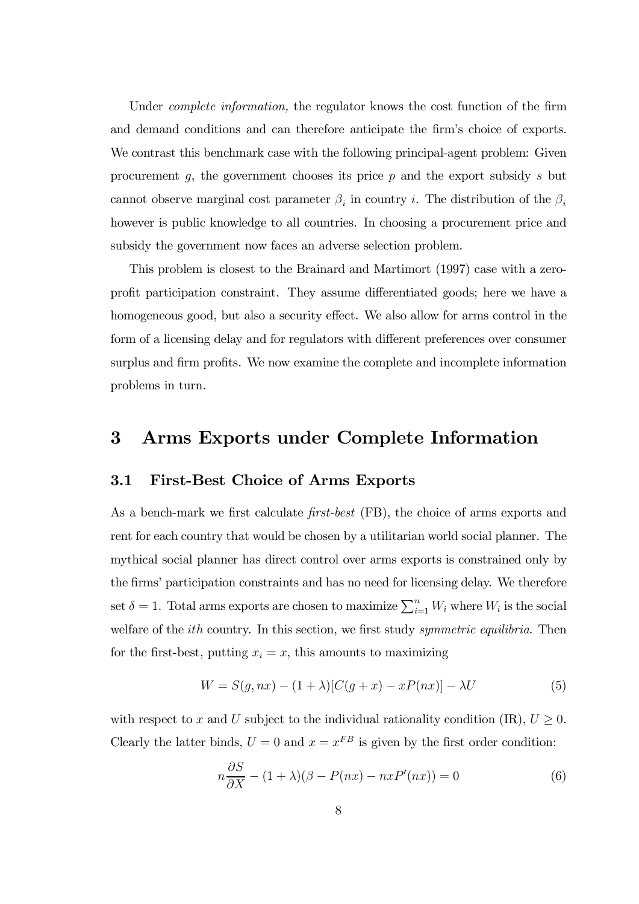Under *complete information,* the regulator knows the cost function of the firm and demand conditions and can therefore anticipate the firm's choice of exports. We contrast this benchmark case with the following principal-agent problem: Given procurement $g$, the government chooses its price $p$ and the export subsidy $s$ but cannot observe marginal cost parameter $\beta_i$ in country $i$. The distribution of the $\beta_i$ however is public knowledge to all countries. In choosing a procurement price and subsidy the government now faces an adverse selection problem.

This problem is closest to the Brainard and Martimort (1997) case with a zero-profit participation constraint. They assume differentiated goods; here we have a homogeneous good, but also a security effect. We also allow for arms control in the form of a licensing delay and for regulators with different preferences over consumer surplus and firm profits. We now examine the complete and incomplete information problems in turn.

# 3 Arms Exports under Complete Information

## 3.1 First-Best Choice of Arms Exports

As a bench-mark we first calculate *first-best* (FB), the choice of arms exports and rent for each country that would be chosen by a utilitarian world social planner. The mythical social planner has direct control over arms exports is constrained only by the firms' participation constraints and has no need for licensing delay. We therefore set $\delta = 1$. Total arms exports are chosen to maximize $\sum_{i=1}^{n} W_i$ where $W_i$ is the social welfare of the *ith* country. In this section, we first study *symmetric equilibria*. Then for the first-best, putting $x_i = x$, this amounts to maximizing

$$W = S(g, nx) - (1 + \lambda)[C(g + x) - xP(nx)] - \lambda U \tag{5}$$

with respect to $x$ and $U$ subject to the individual rationality condition (IR), $U \geq 0$. Clearly the latter binds, $U = 0$ and $x = x^{FB}$ is given by the first order condition:

$$n\frac{\partial S}{\partial X} - (1 + \lambda)(\beta - P(nx) - nxP'(nx)) = 0 \tag{6}$$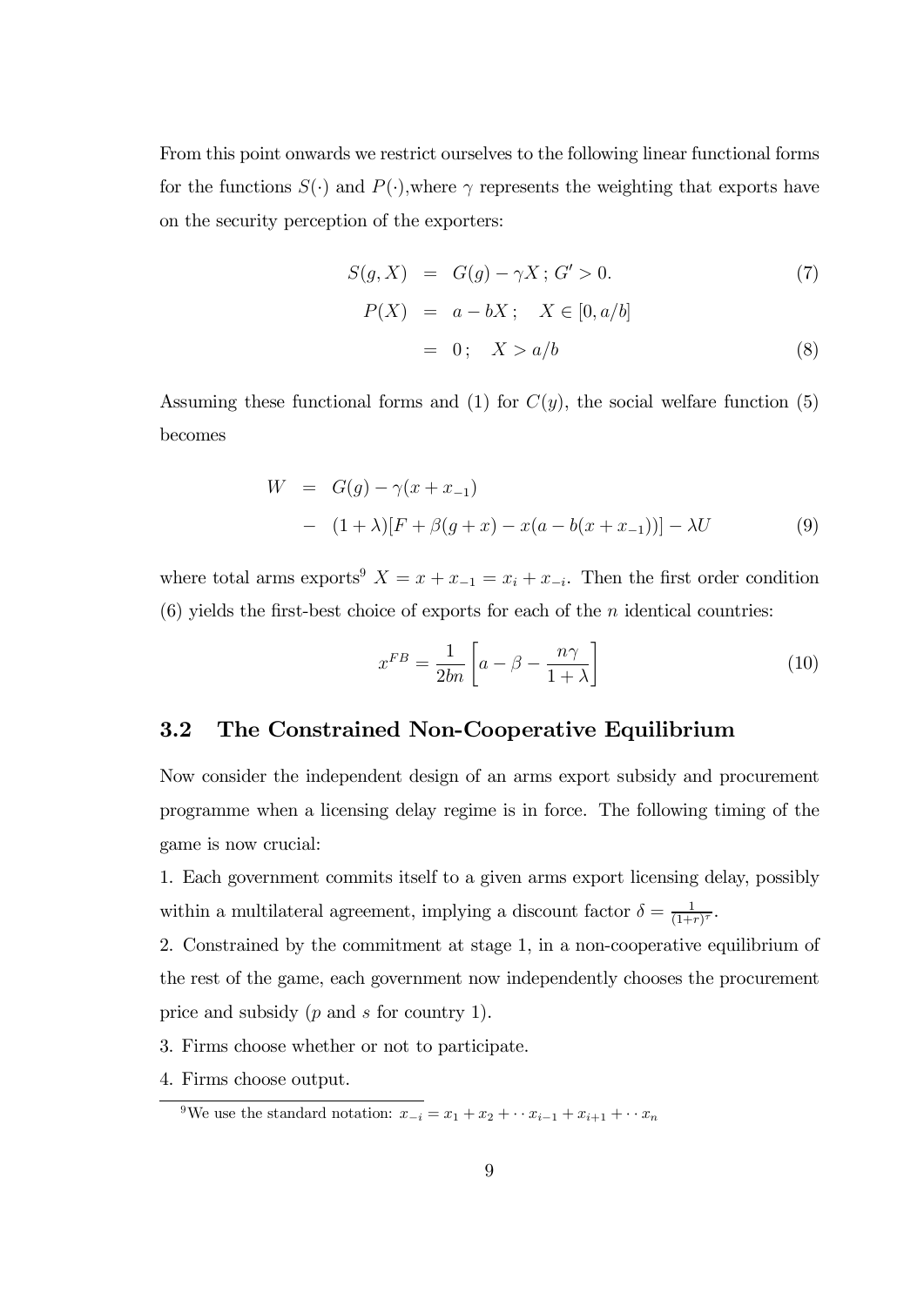From this point onwards we restrict ourselves to the following linear functional forms for the functions $S(\cdot)$ and $P(\cdot)$,where $\gamma$ represents the weighting that exports have on the security perception of the exporters:

$$
\begin{aligned}
S(g, X) &= G(g) - \gamma X \, ; \, G' > 0. & (7) \\
P(X) &= a - bX \, ; \quad X \in [0, a/b] \\
&= 0 \, ; \quad X > a/b & (8)
\end{aligned}
$$

Assuming these functional forms and (1) for $C(y)$, the social welfare function (5) becomes

$$
\begin{aligned}
W &= G(g) - \gamma(x + x_{-1}) \\
&- (1 + \lambda)[F + \beta(g + x) - x(a - b(x + x_{-1}))] - \lambda U \qquad (9)
\end{aligned}
$$

where total arms exports[9] $X = x + x_{-1} = x_i + x_{-i}$. Then the first order condition (6) yields the first-best choice of exports for each of the $n$ identical countries:

$$
x^{FB} = \frac{1}{2bn} \left[ a - \beta - \frac{n\gamma}{1 + \lambda} \right] \qquad (10)
$$

## 3.2 The Constrained Non-Cooperative Equilibrium

Now consider the independent design of an arms export subsidy and procurement programme when a licensing delay regime is in force. The following timing of the game is now crucial:

1. Each government commits itself to a given arms export licensing delay, possibly within a multilateral agreement, implying a discount factor $\delta = \frac{1}{(1+r)^{\tau}}$.

2. Constrained by the commitment at stage 1, in a non-cooperative equilibrium of the rest of the game, each government now independently chooses the procurement price and subsidy ($p$ and $s$ for country 1).

3. Firms choose whether or not to participate.

4. Firms choose output.

[9] We use the standard notation: $x_{-i} = x_1 + x_2 + \cdots x_{i-1} + x_{i+1} + \cdots x_n$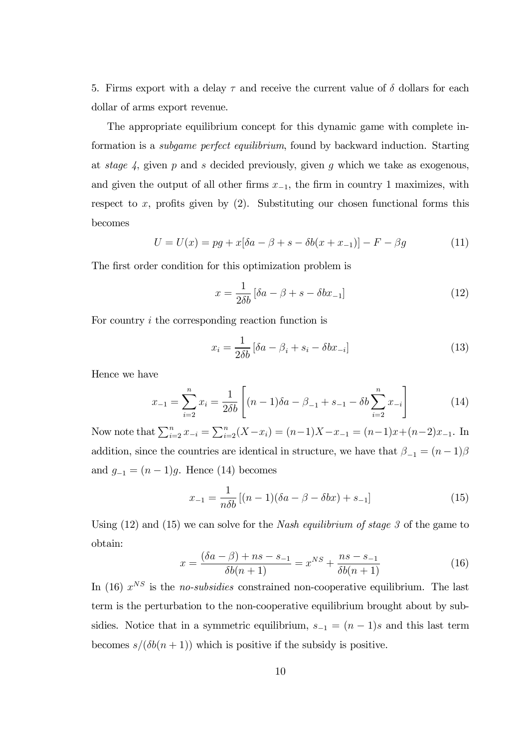5. Firms export with a delay $\tau$ and receive the current value of $\delta$ dollars for each dollar of arms export revenue.

The appropriate equilibrium concept for this dynamic game with complete information is a *subgame perfect equilibrium*, found by backward induction. Starting at *stage 4*, given $p$ and $s$ decided previously, given $g$ which we take as exogenous, and given the output of all other firms $x_{-1}$, the firm in country 1 maximizes, with respect to $x$, profits given by (2). Substituting our chosen functional forms this becomes

$$U = U(x) = pg + x[\delta a - \beta + s - \delta b(x + x_{-1})] - F - \beta g \tag{11}$$

The first order condition for this optimization problem is

$$x = \frac{1}{2\delta b}\left[\delta a - \beta + s - \delta b x_{-1}\right] \tag{12}$$

For country $i$ the corresponding reaction function is

$$x_i = \frac{1}{2\delta b}\left[\delta a - \beta_i + s_i - \delta b x_{-i}\right] \tag{13}$$

Hence we have

$$x_{-1} = \sum_{i=2}^{n} x_i = \frac{1}{2\delta b}\left[(n-1)\delta a - \beta_{-1} + s_{-1} - \delta b \sum_{i=2}^{n} x_{-i}\right] \tag{14}$$

Now note that $\sum_{i=2}^{n} x_{-i} = \sum_{i=2}^{n}(X - x_i) = (n-1)X - x_{-1} = (n-1)x + (n-2)x_{-1}$. In addition, since the countries are identical in structure, we have that $\beta_{-1} = (n-1)\beta$ and $g_{-1} = (n-1)g$. Hence (14) becomes

$$x_{-1} = \frac{1}{n\delta b}\left[(n-1)(\delta a - \beta - \delta b x) + s_{-1}\right] \tag{15}$$

Using (12) and (15) we can solve for the *Nash equilibrium of stage 3* of the game to obtain:

$$x = \frac{(\delta a - \beta) + ns - s_{-1}}{\delta b(n+1)} = x^{NS} + \frac{ns - s_{-1}}{\delta b(n+1)} \tag{16}$$

In (16) $x^{NS}$ is the *no-subsidies* constrained non-cooperative equilibrium. The last term is the perturbation to the non-cooperative equilibrium brought about by subsidies. Notice that in a symmetric equilibrium, $s_{-1} = (n-1)s$ and this last term becomes $s/(\delta b(n+1))$ which is positive if the subsidy is positive.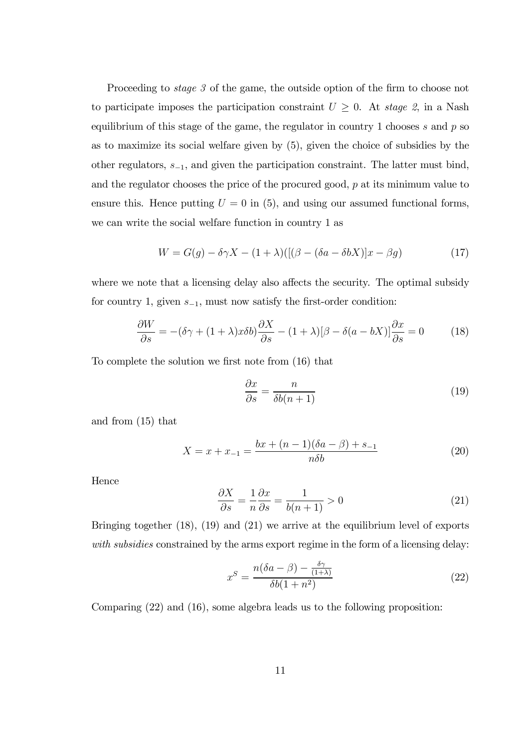Proceeding to *stage 3* of the game, the outside option of the firm to choose not to participate imposes the participation constraint $U \geq 0$. At *stage 2*, in a Nash equilibrium of this stage of the game, the regulator in country 1 chooses $s$ and $p$ so as to maximize its social welfare given by (5), given the choice of subsidies by the other regulators, $s_{-1}$, and given the participation constraint. The latter must bind, and the regulator chooses the price of the procured good, $p$ at its minimum value to ensure this. Hence putting $U = 0$ in (5), and using our assumed functional forms, we can write the social welfare function in country 1 as

$$W = G(g) - \delta\gamma X - (1+\lambda)([(\beta - (\delta a - \delta b X)]x - \beta g) \tag{17}$$

where we note that a licensing delay also affects the security. The optimal subsidy for country 1, given $s_{-1}$, must now satisfy the first-order condition:

$$\frac{\partial W}{\partial s} = -(\delta\gamma + (1+\lambda)x\delta b)\frac{\partial X}{\partial s} - (1+\lambda)[\beta - \delta(a - bX)]\frac{\partial x}{\partial s} = 0 \tag{18}$$

To complete the solution we first note from (16) that

$$\frac{\partial x}{\partial s} = \frac{n}{\delta b(n+1)} \tag{19}$$

and from (15) that

$$X = x + x_{-1} = \frac{bx + (n-1)(\delta a - \beta) + s_{-1}}{n\delta b} \tag{20}$$

Hence

$$\frac{\partial X}{\partial s} = \frac{1}{n}\frac{\partial x}{\partial s} = \frac{1}{b(n+1)} > 0 \tag{21}$$

Bringing together (18), (19) and (21) we arrive at the equilibrium level of exports *with subsidies* constrained by the arms export regime in the form of a licensing delay:

$$x^S = \frac{n(\delta a - \beta) - \frac{\delta\gamma}{(1+\lambda)}}{\delta b(1+n^2)} \tag{22}$$

Comparing (22) and (16), some algebra leads us to the following proposition: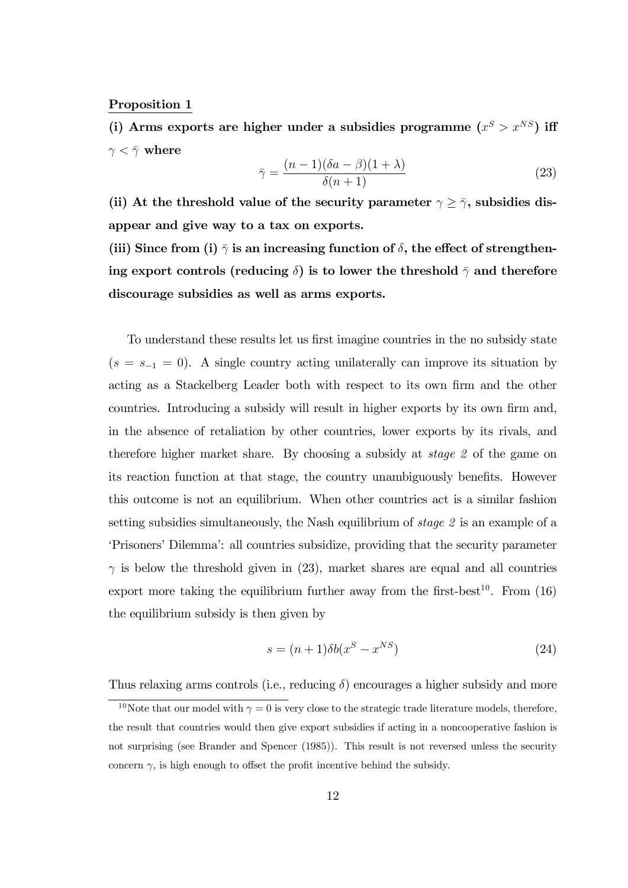**Proposition 1**

**(i) Arms exports are higher under a subsidies programme ($x^S > x^{NS}$) iff $\gamma < \bar{\gamma}$ where**

$$\bar{\gamma} = \frac{(n-1)(\delta a - \beta)(1+\lambda)}{\delta(n+1)} \tag{23}$$

**(ii) At the threshold value of the security parameter $\gamma \geq \bar{\gamma}$, subsidies disappear and give way to a tax on exports.**

**(iii) Since from (i) $\bar{\gamma}$ is an increasing function of $\delta$, the effect of strengthening export controls (reducing $\delta$) is to lower the threshold $\bar{\gamma}$ and therefore discourage subsidies as well as arms exports.**

To understand these results let us first imagine countries in the no subsidy state ($s = s_{-1} = 0$). A single country acting unilaterally can improve its situation by acting as a Stackelberg Leader both with respect to its own firm and the other countries. Introducing a subsidy will result in higher exports by its own firm and, in the absence of retaliation by other countries, lower exports by its rivals, and therefore higher market share. By choosing a subsidy at *stage 2* of the game on its reaction function at that stage, the country unambiguously benefits. However this outcome is not an equilibrium. When other countries act is a similar fashion setting subsidies simultaneously, the Nash equilibrium of *stage 2* is an example of a 'Prisoners' Dilemma': all countries subsidize, providing that the security parameter $\gamma$ is below the threshold given in (23), market shares are equal and all countries export more taking the equilibrium further away from the first-best[10]. From (16) the equilibrium subsidy is then given by

$$s = (n+1)\delta b(x^S - x^{NS}) \tag{24}$$

Thus relaxing arms controls (i.e., reducing $\delta$) encourages a higher subsidy and more

[10] Note that our model with $\gamma = 0$ is very close to the strategic trade literature models, therefore, the result that countries would then give export subsidies if acting in a noncooperative fashion is not surprising (see Brander and Spencer (1985)). This result is not reversed unless the security concern $\gamma$, is high enough to offset the profit incentive behind the subsidy.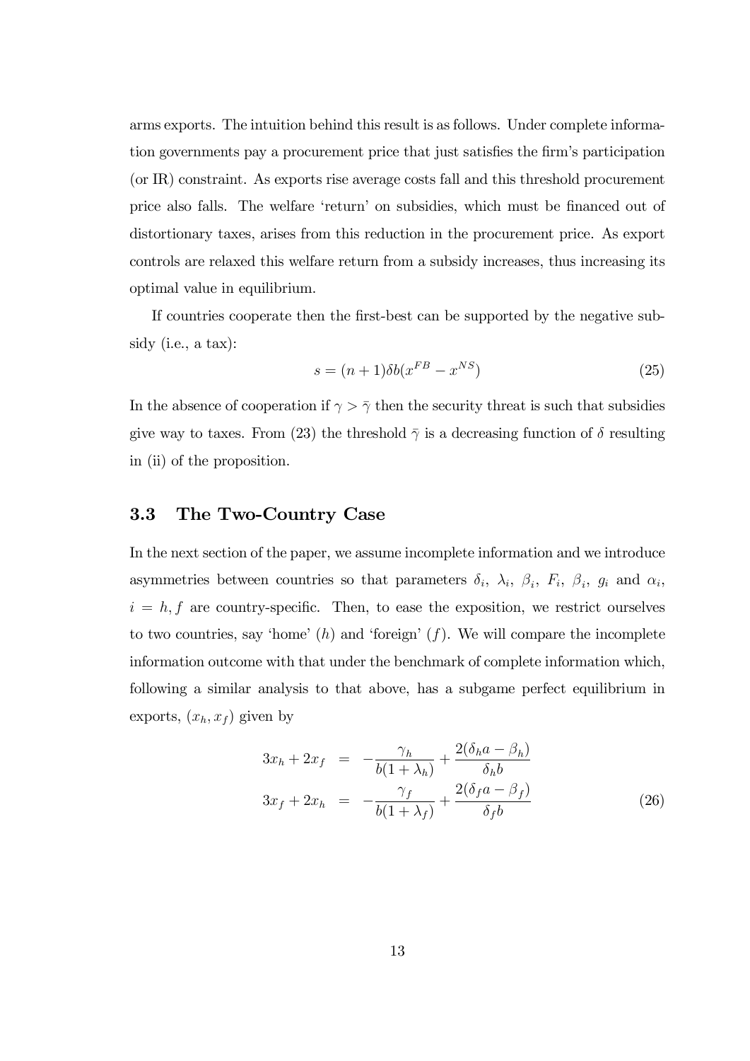arms exports. The intuition behind this result is as follows. Under complete information governments pay a procurement price that just satisfies the firm's participation (or IR) constraint. As exports rise average costs fall and this threshold procurement price also falls. The welfare 'return' on subsidies, which must be financed out of distortionary taxes, arises from this reduction in the procurement price. As export controls are relaxed this welfare return from a subsidy increases, thus increasing its optimal value in equilibrium.

If countries cooperate then the first-best can be supported by the negative subsidy (i.e., a tax):

$$s = (n+1)\delta b(x^{FB} - x^{NS}) \tag{25}$$

In the absence of cooperation if $\gamma > \bar{\gamma}$ then the security threat is such that subsidies give way to taxes. From (23) the threshold $\bar{\gamma}$ is a decreasing function of $\delta$ resulting in (ii) of the proposition.

### 3.3 The Two-Country Case

In the next section of the paper, we assume incomplete information and we introduce asymmetries between countries so that parameters $\delta_i$, $\lambda_i$, $\beta_i$, $F_i$, $\beta_i$, $g_i$ and $\alpha_i$, $i = h, f$ are country-specific. Then, to ease the exposition, we restrict ourselves to two countries, say 'home' ($h$) and 'foreign' ($f$). We will compare the incomplete information outcome with that under the benchmark of complete information which, following a similar analysis to that above, has a subgame perfect equilibrium in exports, $(x_h, x_f)$ given by

$$\begin{aligned} 3x_h + 2x_f &= -\frac{\gamma_h}{b(1+\lambda_h)} + \frac{2(\delta_h a - \beta_h)}{\delta_h b} \\ 3x_f + 2x_h &= -\frac{\gamma_f}{b(1+\lambda_f)} + \frac{2(\delta_f a - \beta_f)}{\delta_f b} \end{aligned} \tag{26}$$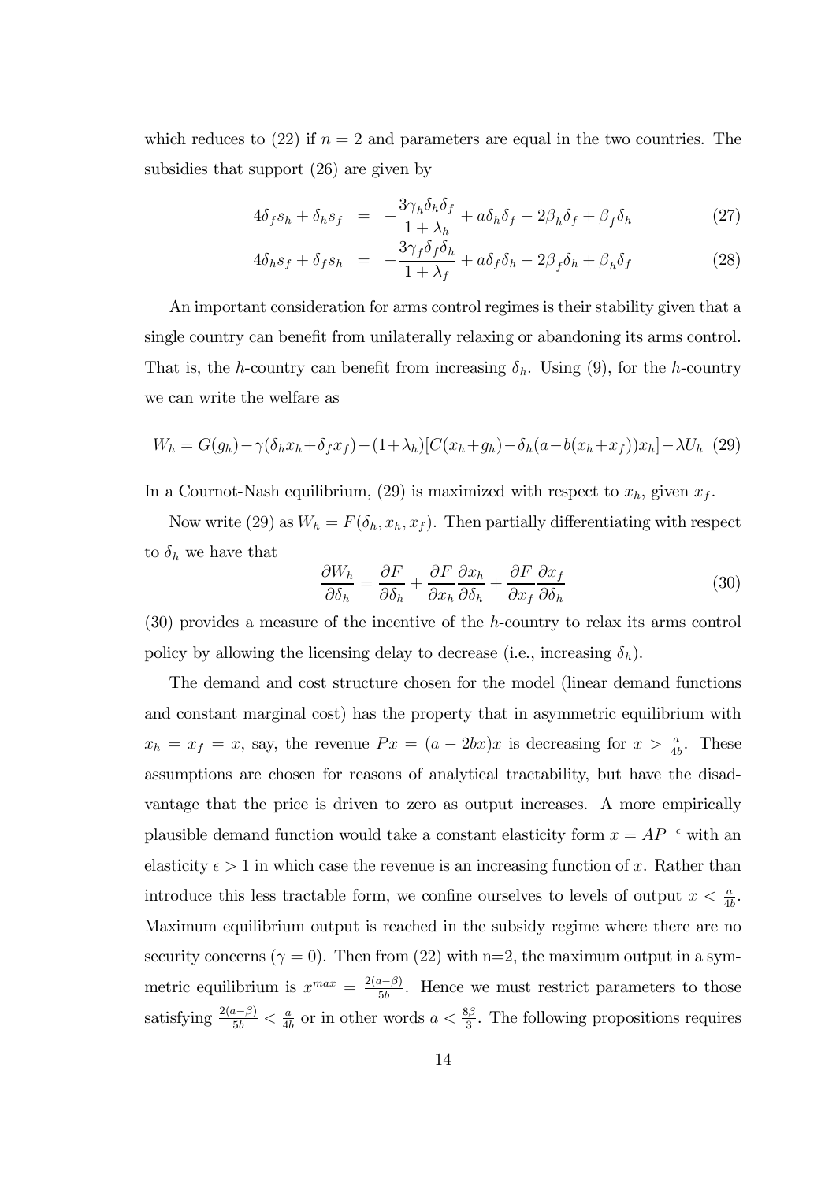which reduces to (22) if $n = 2$ and parameters are equal in the two countries. The subsidies that support (26) are given by

$$4\delta_f s_h + \delta_h s_f = -\frac{3\gamma_h \delta_h \delta_f}{1+\lambda_h} + a\delta_h \delta_f - 2\beta_h \delta_f + \beta_f \delta_h \tag{27}$$

$$4\delta_h s_f + \delta_f s_h = -\frac{3\gamma_f \delta_f \delta_h}{1+\lambda_f} + a\delta_f \delta_h - 2\beta_f \delta_h + \beta_h \delta_f \tag{28}$$

An important consideration for arms control regimes is their stability given that a single country can benefit from unilaterally relaxing or abandoning its arms control. That is, the $h$-country can benefit from increasing $\delta_h$. Using (9), for the $h$-country we can write the welfare as

$$W_h = G(g_h) - \gamma(\delta_h x_h + \delta_f x_f) - (1+\lambda_h)[C(x_h + g_h) - \delta_h(a - b(x_h + x_f))x_h] - \lambda U_h \tag{29}$$

In a Cournot-Nash equilibrium, (29) is maximized with respect to $x_h$, given $x_f$.

Now write (29) as $W_h = F(\delta_h, x_h, x_f)$. Then partially differentiating with respect to $\delta_h$ we have that

$$\frac{\partial W_h}{\partial \delta_h} = \frac{\partial F}{\partial \delta_h} + \frac{\partial F}{\partial x_h}\frac{\partial x_h}{\partial \delta_h} + \frac{\partial F}{\partial x_f}\frac{\partial x_f}{\partial \delta_h} \tag{30}$$

(30) provides a measure of the incentive of the $h$-country to relax its arms control policy by allowing the licensing delay to decrease (i.e., increasing $\delta_h$).

The demand and cost structure chosen for the model (linear demand functions and constant marginal cost) has the property that in asymmetric equilibrium with $x_h = x_f = x$, say, the revenue $Px = (a - 2bx)x$ is decreasing for $x > \frac{a}{4b}$. These assumptions are chosen for reasons of analytical tractability, but have the disadvantage that the price is driven to zero as output increases. A more empirically plausible demand function would take a constant elasticity form $x = AP^{-\epsilon}$ with an elasticity $\epsilon > 1$ in which case the revenue is an increasing function of $x$. Rather than introduce this less tractable form, we confine ourselves to levels of output $x < \frac{a}{4b}$. Maximum equilibrium output is reached in the subsidy regime where there are no security concerns ($\gamma = 0$). Then from (22) with n=2, the maximum output in a symmetric equilibrium is $x^{max} = \frac{2(a-\beta)}{5b}$. Hence we must restrict parameters to those satisfying $\frac{2(a-\beta)}{5b} < \frac{a}{4b}$ or in other words $a < \frac{8\beta}{3}$. The following propositions requires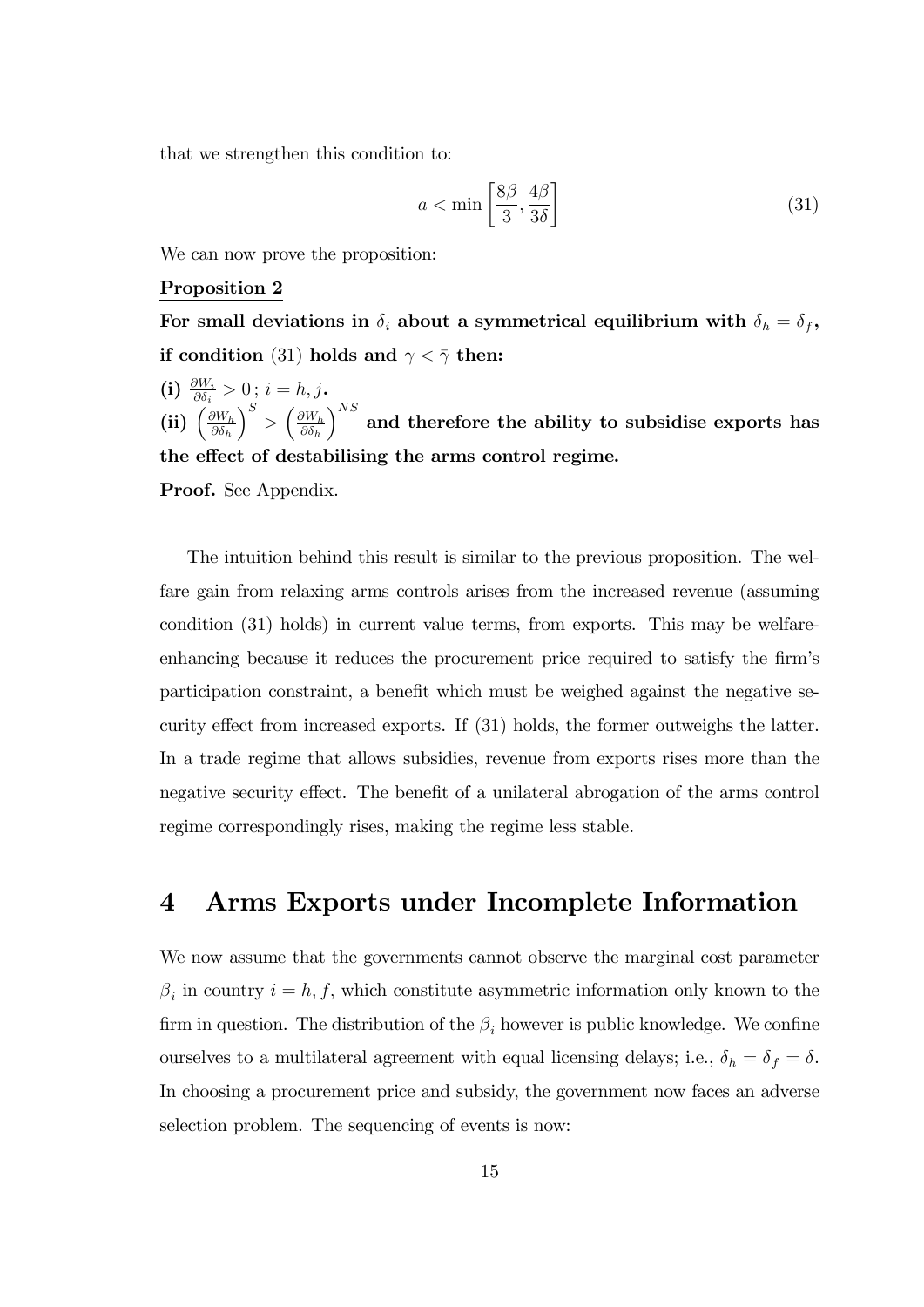that we strengthen this condition to:

$$a < \min\left[\frac{8\beta}{3}, \frac{4\beta}{3\delta}\right] \tag{31}$$

We can now prove the proposition:

**Proposition 2**

**For small deviations in $\delta_i$ about a symmetrical equilibrium with $\delta_h = \delta_f$, if condition (31) holds and $\gamma < \bar{\gamma}$ then:**

**(i)** $\frac{\partial W_i}{\partial \delta_i} > 0\,;\, i = h, j$**.**

**(ii)** $\left(\frac{\partial W_h}{\partial \delta_h}\right)^S > \left(\frac{\partial W_h}{\partial \delta_h}\right)^{NS}$ **and therefore the ability to subsidise exports has the effect of destabilising the arms control regime.**

**Proof.** See Appendix.

The intuition behind this result is similar to the previous proposition. The welfare gain from relaxing arms controls arises from the increased revenue (assuming condition (31) holds) in current value terms, from exports. This may be welfare-enhancing because it reduces the procurement price required to satisfy the firm's participation constraint, a benefit which must be weighed against the negative security effect from increased exports. If (31) holds, the former outweighs the latter. In a trade regime that allows subsidies, revenue from exports rises more than the negative security effect. The benefit of a unilateral abrogation of the arms control regime correspondingly rises, making the regime less stable.

# 4 Arms Exports under Incomplete Information

We now assume that the governments cannot observe the marginal cost parameter $\beta_i$ in country $i = h, f$, which constitute asymmetric information only known to the firm in question. The distribution of the $\beta_i$ however is public knowledge. We confine ourselves to a multilateral agreement with equal licensing delays; i.e., $\delta_h = \delta_f = \delta$. In choosing a procurement price and subsidy, the government now faces an adverse selection problem. The sequencing of events is now: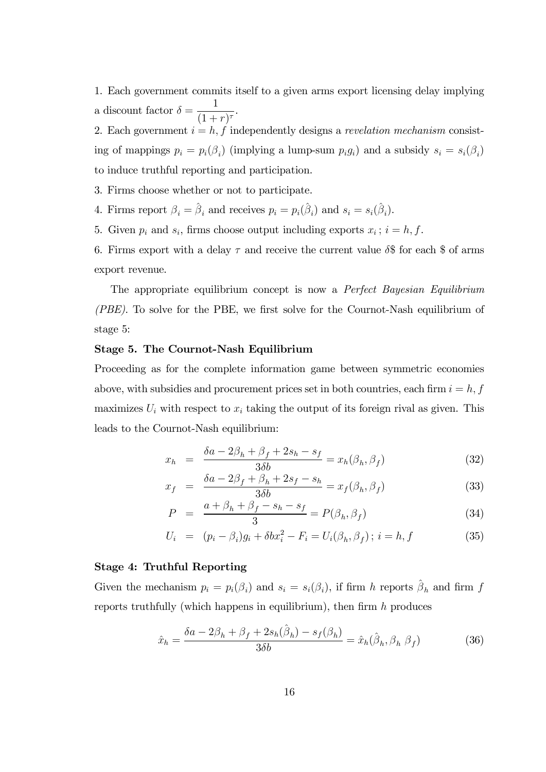1. Each government commits itself to a given arms export licensing delay implying a discount factor $\delta = \dfrac{1}{(1+r)^{\tau}}$.

2. Each government $i = h, f$ independently designs a *revelation mechanism* consisting of mappings $p_i = p_i(\beta_i)$ (implying a lump-sum $p_i g_i$) and a subsidy $s_i = s_i(\beta_i)$ to induce truthful reporting and participation.

3. Firms choose whether or not to participate.

4. Firms report $\beta_i = \hat{\beta}_i$ and receives $p_i = p_i(\hat{\beta}_i)$ and $s_i = s_i(\hat{\beta}_i)$.

5. Given $p_i$ and $s_i$, firms choose output including exports $x_i$ ; $i = h, f$.

6. Firms export with a delay $\tau$ and receive the current value $\delta$\$ for each \$ of arms export revenue.

The appropriate equilibrium concept is now a *Perfect Bayesian Equilibrium (PBE)*. To solve for the PBE, we first solve for the Cournot-Nash equilibrium of stage 5:

**Stage 5. The Cournot-Nash Equilibrium**

Proceeding as for the complete information game between symmetric economies above, with subsidies and procurement prices set in both countries, each firm $i = h, f$ maximizes $U_i$ with respect to $x_i$ taking the output of its foreign rival as given. This leads to the Cournot-Nash equilibrium:

$$x_h = \frac{\delta a - 2\beta_h + \beta_f + 2s_h - s_f}{3\delta b} = x_h(\beta_h, \beta_f) \tag{32}$$

$$x_f = \frac{\delta a - 2\beta_f + \beta_h + 2s_f - s_h}{3\delta b} = x_f(\beta_h, \beta_f) \tag{33}$$

$$P = \frac{a + \beta_h + \beta_f - s_h - s_f}{3} = P(\beta_h, \beta_f) \tag{34}$$

$$U_i = (p_i - \beta_i)g_i + \delta b x_i^2 - F_i = U_i(\beta_h, \beta_f)\,;\; i = h, f \tag{35}$$

**Stage 4: Truthful Reporting**

Given the mechanism $p_i = p_i(\beta_i)$ and $s_i = s_i(\beta_i)$, if firm $h$ reports $\hat{\beta}_h$ and firm $f$ reports truthfully (which happens in equilibrium), then firm $h$ produces

$$\hat{x}_h = \frac{\delta a - 2\beta_h + \beta_f + 2s_h(\hat{\beta}_h) - s_f(\beta_h)}{3\delta b} = \hat{x}_h(\hat{\beta}_h, \beta_h\ \beta_f) \tag{36}$$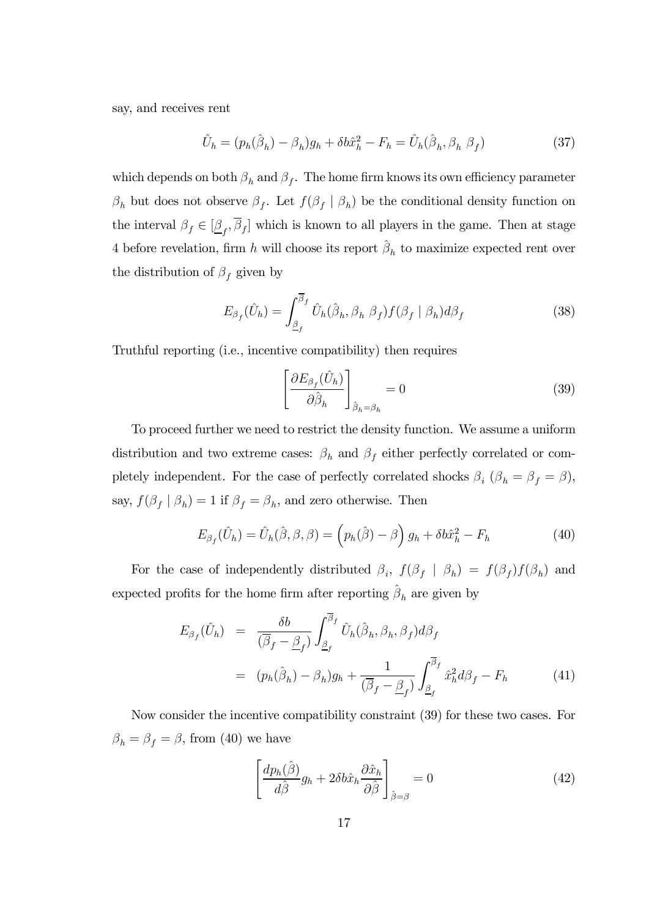say, and receives rent

$$\hat{U}_h = (p_h(\hat{\beta}_h) - \beta_h)g_h + \delta b\hat{x}_h^2 - F_h = \hat{U}_h(\hat{\beta}_h, \beta_h\ \beta_f) \tag{37}$$

which depends on both $\beta_h$ and $\beta_f$. The home firm knows its own efficiency parameter $\beta_h$ but does not observe $\beta_f$. Let $f(\beta_f \mid \beta_h)$ be the conditional density function on the interval $\beta_f \in [\underline{\beta}_f, \overline{\beta}_f]$ which is known to all players in the game. Then at stage 4 before revelation, firm $h$ will choose its report $\hat{\beta}_h$ to maximize expected rent over the distribution of $\beta_f$ given by

$$E_{\beta_f}(\hat{U}_h) = \int_{\underline{\beta}_f}^{\overline{\beta}_f} \hat{U}_h(\hat{\beta}_h, \beta_h\ \beta_f) f(\beta_f \mid \beta_h) d\beta_f \tag{38}$$

Truthful reporting (i.e., incentive compatibility) then requires

$$\left[\frac{\partial E_{\beta_f}(\hat{U}_h)}{\partial \hat{\beta}_h}\right]_{\hat{\beta}_h = \beta_h} = 0 \tag{39}$$

To proceed further we need to restrict the density function. We assume a uniform distribution and two extreme cases: $\beta_h$ and $\beta_f$ either perfectly correlated or completely independent. For the case of perfectly correlated shocks $\beta_i$ ($\beta_h = \beta_f = \beta$), say, $f(\beta_f \mid \beta_h) = 1$ if $\beta_f = \beta_h$, and zero otherwise. Then

$$E_{\beta_f}(\hat{U}_h) = \hat{U}_h(\hat{\beta}, \beta, \beta) = \left(p_h(\hat{\beta}) - \beta\right) g_h + \delta b\hat{x}_h^2 - F_h \tag{40}$$

For the case of independently distributed $\beta_i$, $f(\beta_f \mid \beta_h) = f(\beta_f)f(\beta_h)$ and expected profits for the home firm after reporting $\hat{\beta}_h$ are given by

$$\begin{aligned} E_{\beta_f}(\hat{U}_h) &= \frac{\delta b}{(\overline{\beta}_f - \underline{\beta}_f)} \int_{\underline{\beta}_f}^{\overline{\beta}_f} \hat{U}_h(\hat{\beta}_h, \beta_h, \beta_f) d\beta_f \\ &= (p_h(\hat{\beta}_h) - \beta_h)g_h + \frac{1}{(\overline{\beta}_f - \underline{\beta}_f)} \int_{\underline{\beta}_f}^{\overline{\beta}_f} \hat{x}_h^2 d\beta_f - F_h \end{aligned} \tag{41}$$

Now consider the incentive compatibility constraint (39) for these two cases. For $\beta_h = \beta_f = \beta$, from (40) we have

$$\left[\frac{dp_h(\hat{\beta})}{d\hat{\beta}} g_h + 2\delta b\hat{x}_h \frac{\partial \hat{x}_h}{\partial \hat{\beta}}\right]_{\hat{\beta} = \beta} = 0 \tag{42}$$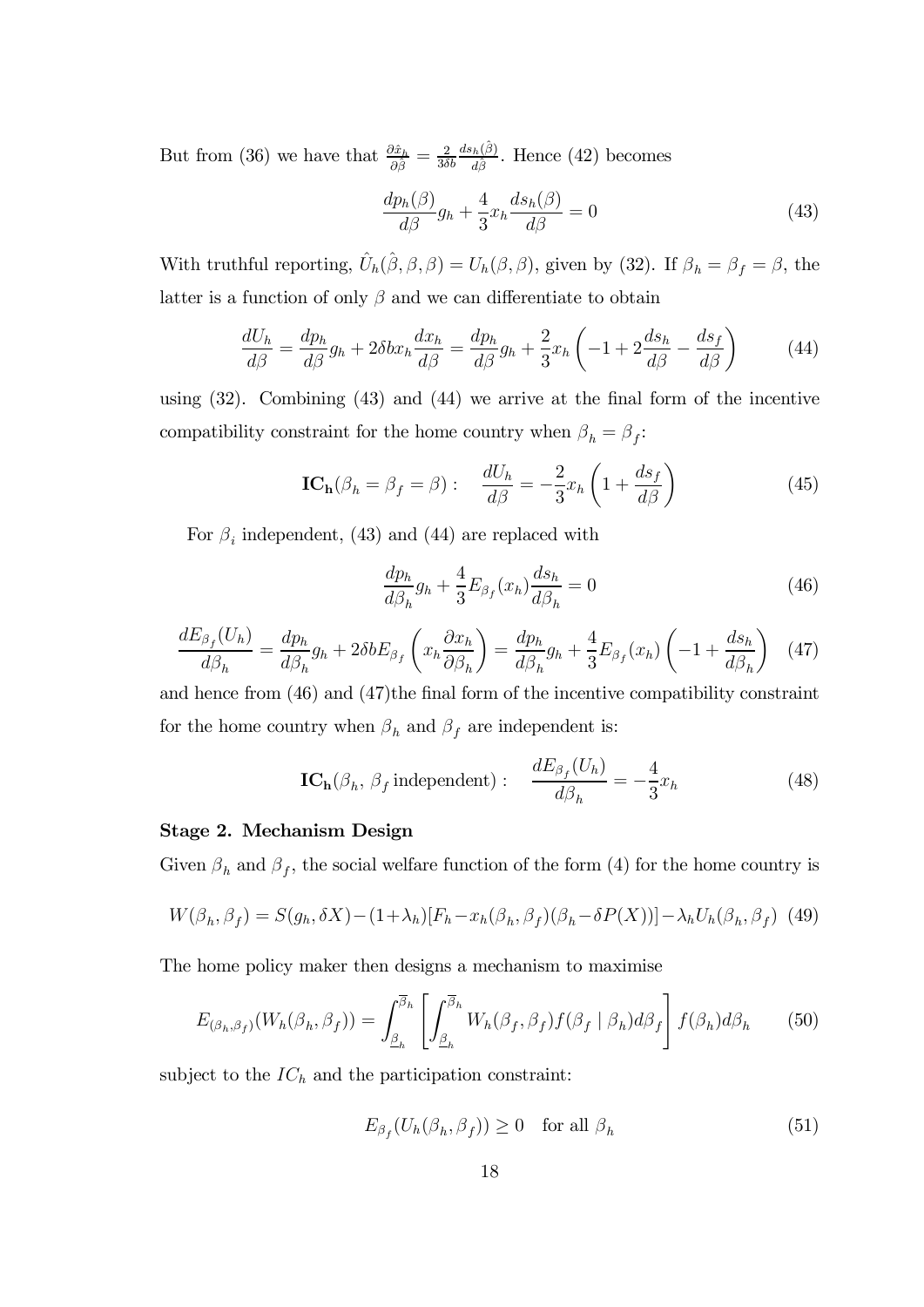But from (36) we have that $\frac{\partial \hat{x}_h}{\partial \hat{\beta}} = \frac{2}{3\delta b} \frac{ds_h(\hat{\beta})}{d\hat{\beta}}$. Hence (42) becomes

$$\frac{dp_h(\beta)}{d\beta} g_h + \frac{4}{3} x_h \frac{ds_h(\beta)}{d\beta} = 0 \tag{43}$$

With truthful reporting, $\hat{U}_h(\hat{\beta}, \beta, \beta) = U_h(\beta, \beta)$, given by (32). If $\beta_h = \beta_f = \beta$, the latter is a function of only $\beta$ and we can differentiate to obtain

$$\frac{dU_h}{d\beta} = \frac{dp_h}{d\beta} g_h + 2\delta b x_h \frac{dx_h}{d\beta} = \frac{dp_h}{d\beta} g_h + \frac{2}{3} x_h \left( -1 + 2\frac{ds_h}{d\beta} - \frac{ds_f}{d\beta} \right) \tag{44}$$

using (32). Combining (43) and (44) we arrive at the final form of the incentive compatibility constraint for the home country when $\beta_h = \beta_f$:

$$\mathbf{IC_h}(\beta_h = \beta_f = \beta): \quad \frac{dU_h}{d\beta} = -\frac{2}{3} x_h \left( 1 + \frac{ds_f}{d\beta} \right) \tag{45}$$

For $\beta_i$ independent, (43) and (44) are replaced with

$$\frac{dp_h}{d\beta_h} g_h + \frac{4}{3} E_{\beta_f}(x_h) \frac{ds_h}{d\beta_h} = 0 \tag{46}$$

$$\frac{dE_{\beta_f}(U_h)}{d\beta_h} = \frac{dp_h}{d\beta_h} g_h + 2\delta b E_{\beta_f} \left( x_h \frac{\partial x_h}{\partial \beta_h} \right) = \frac{dp_h}{d\beta_h} g_h + \frac{4}{3} E_{\beta_f}(x_h) \left( -1 + \frac{ds_h}{d\beta_h} \right) \tag{47}$$

and hence from (46) and (47)the final form of the incentive compatibility constraint for the home country when $\beta_h$ and $\beta_f$ are independent is:

$$\mathbf{IC_h}(\beta_h, \beta_f \text{ independent}): \quad \frac{dE_{\beta_f}(U_h)}{d\beta_h} = -\frac{4}{3} x_h \tag{48}$$

**Stage 2. Mechanism Design**

Given $\beta_h$ and $\beta_f$, the social welfare function of the form (4) for the home country is

$$W(\beta_h, \beta_f) = S(g_h, \delta X) - (1+\lambda_h)[F_h - x_h(\beta_h, \beta_f)(\beta_h - \delta P(X))] - \lambda_h U_h(\beta_h, \beta_f) \tag{49}$$

The home policy maker then designs a mechanism to maximise

$$E_{(\beta_h, \beta_f)}(W_h(\beta_h, \beta_f)) = \int_{\underline{\beta}_h}^{\overline{\beta}_h} \left[ \int_{\underline{\beta}_h}^{\overline{\beta}_h} W_h(\beta_f, \beta_f) f(\beta_f \mid \beta_h) d\beta_f \right] f(\beta_h) d\beta_h \tag{50}$$

subject to the $IC_h$ and the participation constraint:

$$E_{\beta_f}(U_h(\beta_h, \beta_f)) \geq 0 \quad \text{for all } \beta_h \tag{51}$$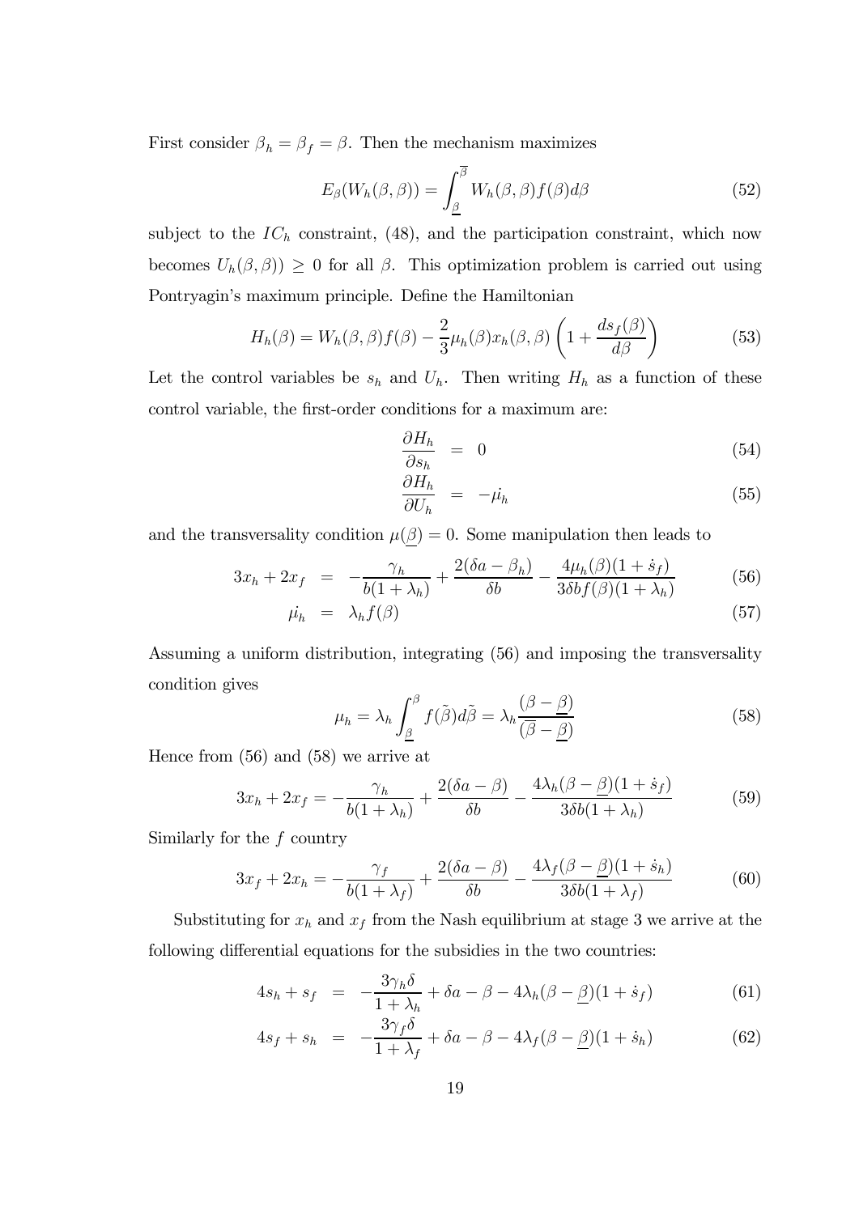First consider $\beta_h = \beta_f = \beta$. Then the mechanism maximizes

$$E_\beta(W_h(\beta,\beta)) = \int_{\underline{\beta}}^{\overline{\beta}} W_h(\beta,\beta) f(\beta) d\beta \tag{52}$$

subject to the $IC_h$ constraint, (48), and the participation constraint, which now becomes $U_h(\beta,\beta)) \geq 0$ for all $\beta$. This optimization problem is carried out using Pontryagin's maximum principle. Define the Hamiltonian

$$H_h(\beta) = W_h(\beta,\beta) f(\beta) - \frac{2}{3}\mu_h(\beta) x_h(\beta,\beta)\left(1 + \frac{ds_f(\beta)}{d\beta}\right) \tag{53}$$

Let the control variables be $s_h$ and $U_h$. Then writing $H_h$ as a function of these control variable, the first-order conditions for a maximum are:

$$\frac{\partial H_h}{\partial s_h} = 0 \tag{54}$$

$$\frac{\partial H_h}{\partial U_h} = -\dot{\mu_h} \tag{55}$$

and the transversality condition $\mu(\underline{\beta}) = 0$. Some manipulation then leads to

$$3x_h + 2x_f = -\frac{\gamma_h}{b(1+\lambda_h)} + \frac{2(\delta a - \beta_h)}{\delta b} - \frac{4\mu_h(\beta)(1+\dot{s}_f)}{3\delta b f(\beta)(1+\lambda_h)} \tag{56}$$

$$\dot{\mu_h} = \lambda_h f(\beta) \tag{57}$$

Assuming a uniform distribution, integrating (56) and imposing the transversality condition gives

$$\mu_h = \lambda_h \int_{\underline{\beta}}^{\beta} f(\tilde{\beta}) d\tilde{\beta} = \lambda_h \frac{(\beta - \underline{\beta})}{(\overline{\beta} - \underline{\beta})} \tag{58}$$

Hence from (56) and (58) we arrive at

$$3x_h + 2x_f = -\frac{\gamma_h}{b(1+\lambda_h)} + \frac{2(\delta a - \beta)}{\delta b} - \frac{4\lambda_h(\beta - \underline{\beta})(1+\dot{s}_f)}{3\delta b(1+\lambda_h)} \tag{59}$$

Similarly for the $f$ country

$$3x_f + 2x_h = -\frac{\gamma_f}{b(1+\lambda_f)} + \frac{2(\delta a - \beta)}{\delta b} - \frac{4\lambda_f(\beta - \underline{\beta})(1+\dot{s}_h)}{3\delta b(1+\lambda_f)} \tag{60}$$

Substituting for $x_h$ and $x_f$ from the Nash equilibrium at stage 3 we arrive at the following differential equations for the subsidies in the two countries:

$$4s_h + s_f = -\frac{3\gamma_h \delta}{1+\lambda_h} + \delta a - \beta - 4\lambda_h(\beta - \underline{\beta})(1+\dot{s}_f) \tag{61}$$

$$4s_f + s_h = -\frac{3\gamma_f \delta}{1+\lambda_f} + \delta a - \beta - 4\lambda_f(\beta - \underline{\beta})(1+\dot{s}_h) \tag{62}$$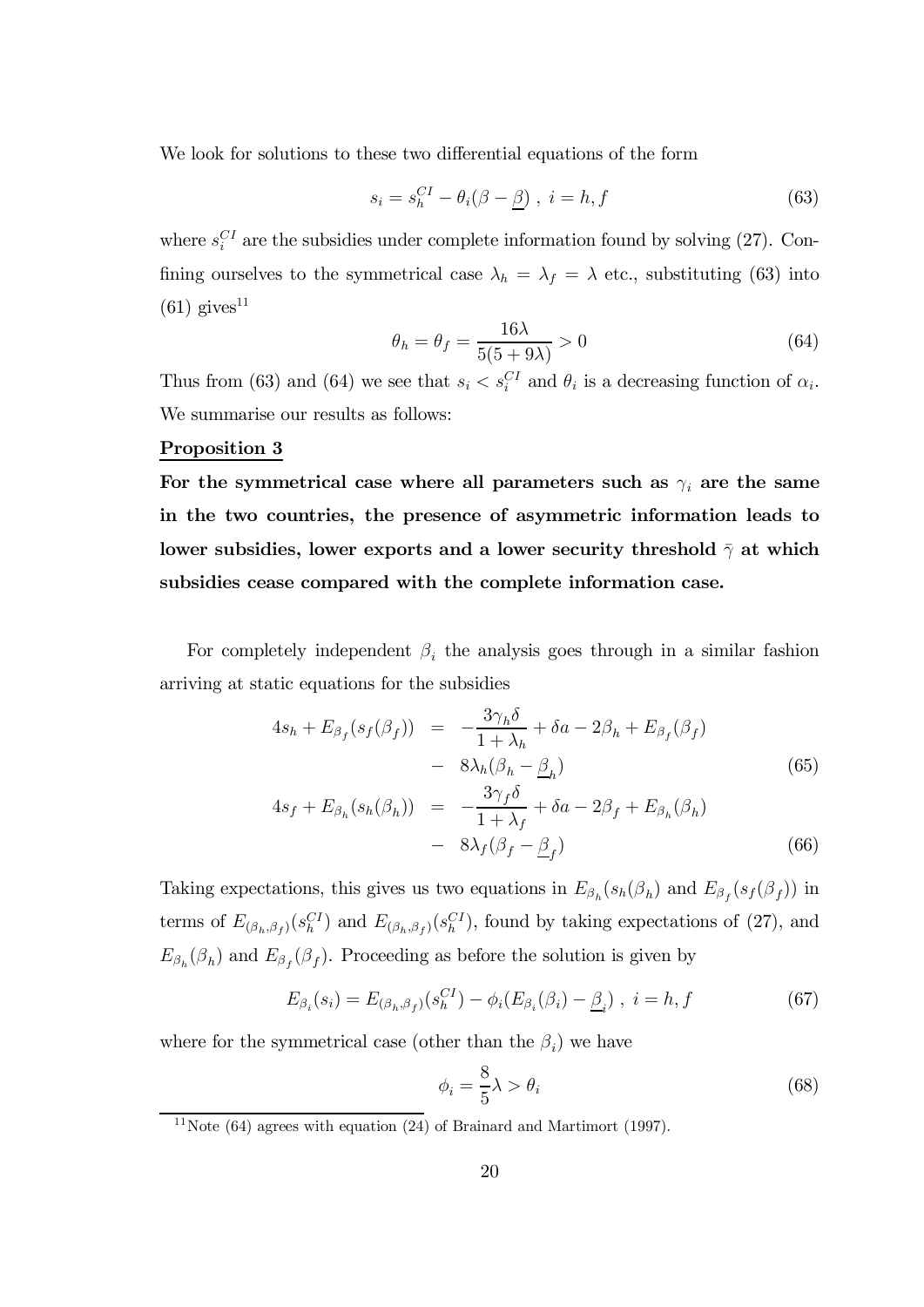We look for solutions to these two differential equations of the form

$$s_i = s_h^{CI} - \theta_i(\beta - \underline{\beta}) \ , \ i = h, f \tag{63}$$

where $s_i^{CI}$ are the subsidies under complete information found by solving (27). Confining ourselves to the symmetrical case $\lambda_h = \lambda_f = \lambda$ etc., substituting (63) into (61) gives[11]

$$\theta_h = \theta_f = \frac{16\lambda}{5(5 + 9\lambda)} > 0 \tag{64}$$

Thus from (63) and (64) we see that $s_i < s_i^{CI}$ and $\theta_i$ is a decreasing function of $\alpha_i$. We summarise our results as follows:

**Proposition 3**

**For the symmetrical case where all parameters such as $\gamma_i$ are the same in the two countries, the presence of asymmetric information leads to lower subsidies, lower exports and a lower security threshold $\bar{\gamma}$ at which subsidies cease compared with the complete information case.**

For completely independent $\beta_i$ the analysis goes through in a similar fashion arriving at static equations for the subsidies

$$\begin{aligned} 4s_h + E_{\beta_f}(s_f(\beta_f)) &= -\frac{3\gamma_h\delta}{1 + \lambda_h} + \delta a - 2\beta_h + E_{\beta_f}(\beta_f) \\ &- \ 8\lambda_h(\beta_h - \underline{\beta}_h) \end{aligned} \tag{65}$$

$$\begin{aligned} 4s_f + E_{\beta_h}(s_h(\beta_h)) &= -\frac{3\gamma_f\delta}{1 + \lambda_f} + \delta a - 2\beta_f + E_{\beta_h}(\beta_h) \\ &- \ 8\lambda_f(\beta_f - \underline{\beta}_f) \end{aligned} \tag{66}$$

Taking expectations, this gives us two equations in $E_{\beta_h}(s_h(\beta_h))$ and $E_{\beta_f}(s_f(\beta_f))$ in terms of $E_{(\beta_h,\beta_f)}(s_h^{CI})$ and $E_{(\beta_h,\beta_f)}(s_h^{CI})$, found by taking expectations of (27), and $E_{\beta_h}(\beta_h)$ and $E_{\beta_f}(\beta_f)$. Proceeding as before the solution is given by

$$E_{\beta_i}(s_i) = E_{(\beta_h,\beta_f)}(s_h^{CI}) - \phi_i(E_{\beta_i}(\beta_i) - \underline{\beta}_i) \ , \ i = h, f \tag{67}$$

where for the symmetrical case (other than the $\beta_i$) we have

$$\phi_i = \frac{8}{5}\lambda > \theta_i \tag{68}$$

[11] Note (64) agrees with equation (24) of Brainard and Martimort (1997).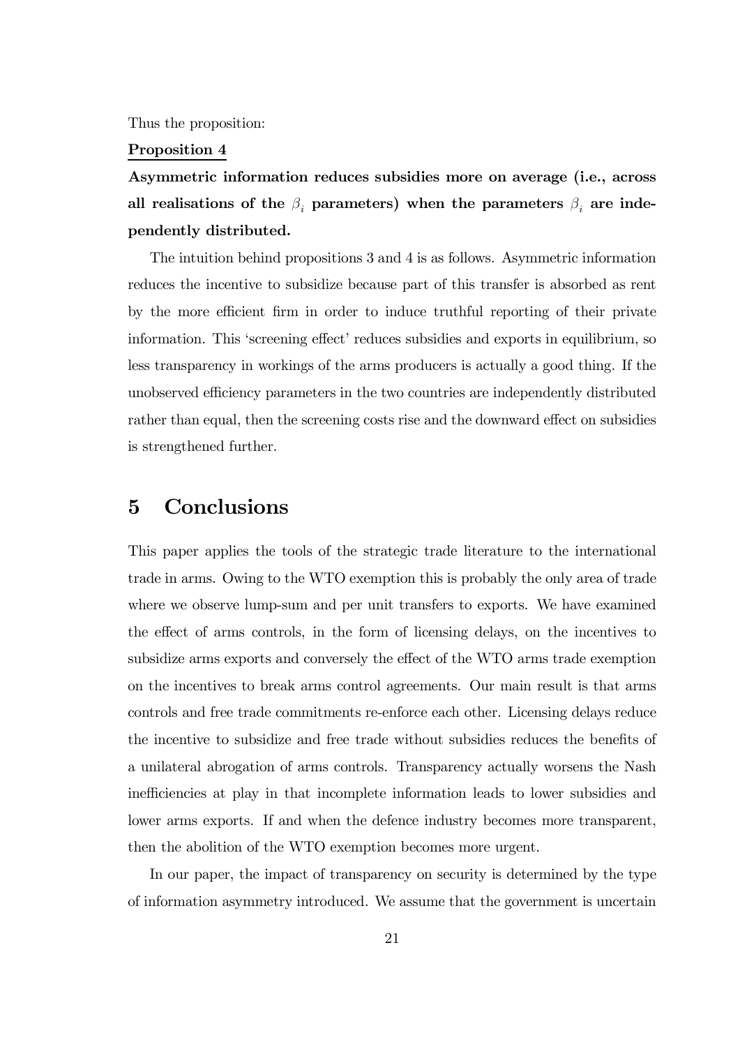Thus the proposition:

**Proposition 4**

**Asymmetric information reduces subsidies more on average (i.e., across all realisations of the $\beta_i$ parameters) when the parameters $\beta_i$ are independently distributed.**

The intuition behind propositions 3 and 4 is as follows. Asymmetric information reduces the incentive to subsidize because part of this transfer is absorbed as rent by the more efficient firm in order to induce truthful reporting of their private information. This 'screening effect' reduces subsidies and exports in equilibrium, so less transparency in workings of the arms producers is actually a good thing. If the unobserved efficiency parameters in the two countries are independently distributed rather than equal, then the screening costs rise and the downward effect on subsidies is strengthened further.

# 5 Conclusions

This paper applies the tools of the strategic trade literature to the international trade in arms. Owing to the WTO exemption this is probably the only area of trade where we observe lump-sum and per unit transfers to exports. We have examined the effect of arms controls, in the form of licensing delays, on the incentives to subsidize arms exports and conversely the effect of the WTO arms trade exemption on the incentives to break arms control agreements. Our main result is that arms controls and free trade commitments re-enforce each other. Licensing delays reduce the incentive to subsidize and free trade without subsidies reduces the benefits of a unilateral abrogation of arms controls. Transparency actually worsens the Nash inefficiencies at play in that incomplete information leads to lower subsidies and lower arms exports. If and when the defence industry becomes more transparent, then the abolition of the WTO exemption becomes more urgent.

In our paper, the impact of transparency on security is determined by the type of information asymmetry introduced. We assume that the government is uncertain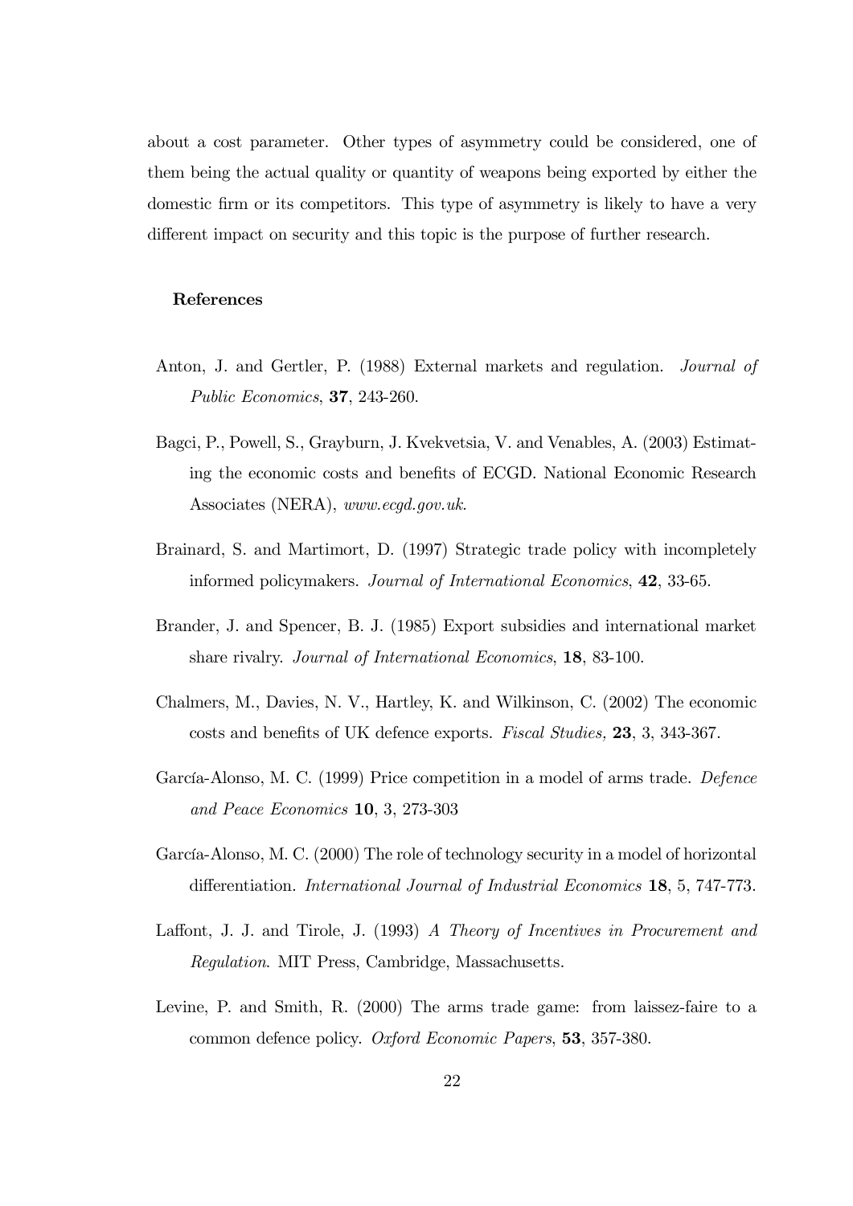about a cost parameter. Other types of asymmetry could be considered, one of them being the actual quality or quantity of weapons being exported by either the domestic firm or its competitors. This type of asymmetry is likely to have a very different impact on security and this topic is the purpose of further research.

## References

Anton, J. and Gertler, P. (1988) External markets and regulation. *Journal of Public Economics*, **37**, 243-260.

Bagci, P., Powell, S., Grayburn, J. Kvekvetsia, V. and Venables, A. (2003) Estimating the economic costs and benefits of ECGD. National Economic Research Associates (NERA), *www.ecgd.gov.uk.*

Brainard, S. and Martimort, D. (1997) Strategic trade policy with incompletely informed policymakers. *Journal of International Economics*, **42**, 33-65.

Brander, J. and Spencer, B. J. (1985) Export subsidies and international market share rivalry. *Journal of International Economics*, **18**, 83-100.

Chalmers, M., Davies, N. V., Hartley, K. and Wilkinson, C. (2002) The economic costs and benefits of UK defence exports. *Fiscal Studies,* **23**, 3, 343-367.

García-Alonso, M. C. (1999) Price competition in a model of arms trade. *Defence and Peace Economics* **10**, 3, 273-303

García-Alonso, M. C. (2000) The role of technology security in a model of horizontal differentiation. *International Journal of Industrial Economics* **18**, 5, 747-773.

Laffont, J. J. and Tirole, J. (1993) *A Theory of Incentives in Procurement and Regulation.* MIT Press, Cambridge, Massachusetts.

Levine, P. and Smith, R. (2000) The arms trade game: from laissez-faire to a common defence policy. *Oxford Economic Papers*, **53**, 357-380.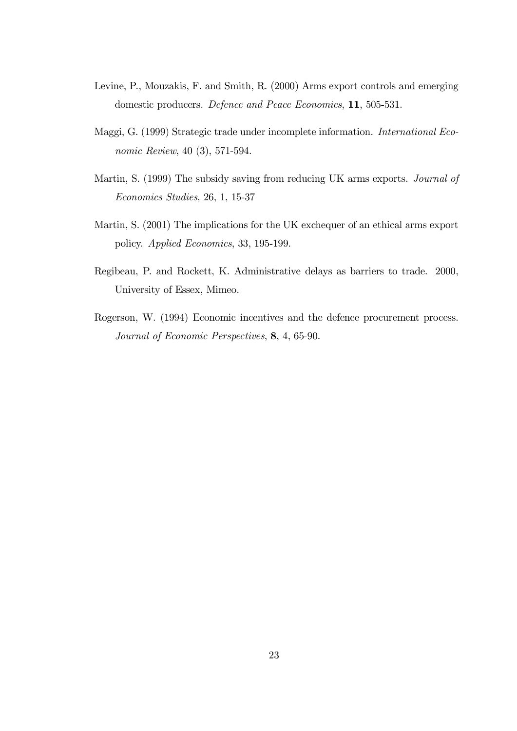Levine, P., Mouzakis, F. and Smith, R. (2000) Arms export controls and emerging domestic producers. *Defence and Peace Economics*, **11**, 505-531.

Maggi, G. (1999) Strategic trade under incomplete information. *International Economic Review*, 40 (3), 571-594.

Martin, S. (1999) The subsidy saving from reducing UK arms exports. *Journal of Economics Studies*, 26, 1, 15-37

Martin, S. (2001) The implications for the UK exchequer of an ethical arms export policy. *Applied Economics*, 33, 195-199.

Regibeau, P. and Rockett, K. Administrative delays as barriers to trade. 2000, University of Essex, Mimeo.

Rogerson, W. (1994) Economic incentives and the defence procurement process. *Journal of Economic Perspectives*, **8**, 4, 65-90.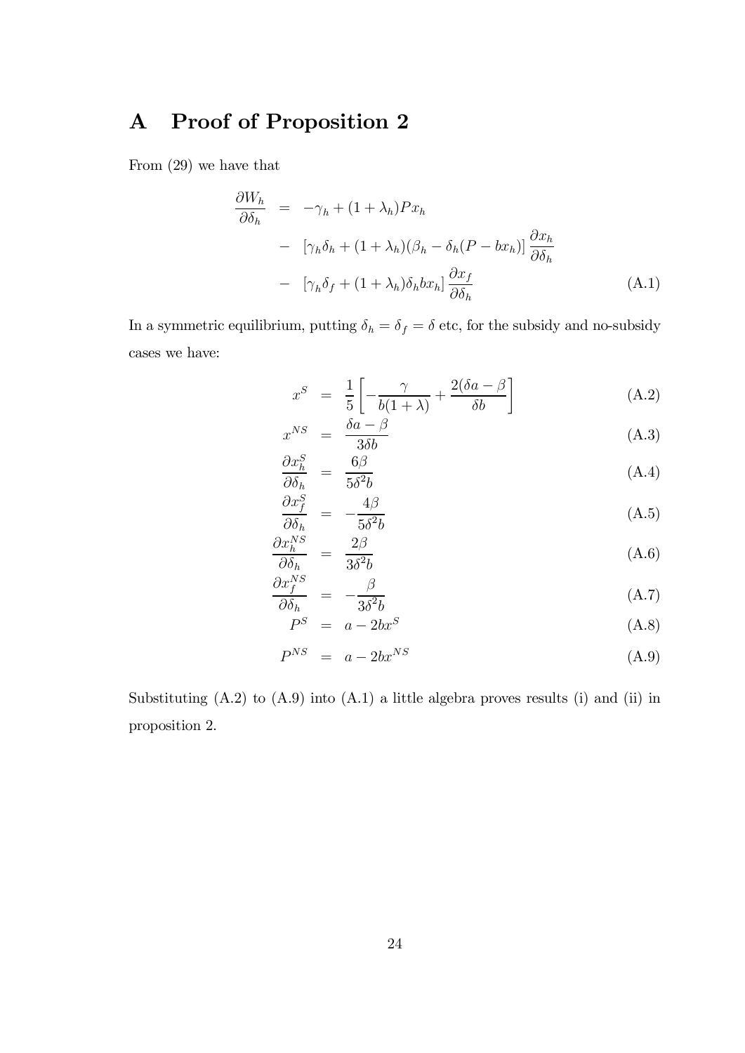# A Proof of Proposition 2

From (29) we have that

$$
\begin{aligned}
\frac{\partial W_h}{\partial \delta_h} &= -\gamma_h + (1+\lambda_h) P x_h \\
&- \left[\gamma_h \delta_h + (1+\lambda_h)(\beta_h - \delta_h(P - b x_h)\right] \frac{\partial x_h}{\partial \delta_h} \\
&- \left[\gamma_h \delta_f + (1+\lambda_h)\delta_h b x_h\right] \frac{\partial x_f}{\partial \delta_h} \qquad \text{(A.1)}
\end{aligned}
$$

In a symmetric equilibrium, putting $\delta_h = \delta_f = \delta$ etc, for the subsidy and no-subsidy cases we have:

$$
\begin{aligned}
x^S &= \frac{1}{5}\left[-\frac{\gamma}{b(1+\lambda)} + \frac{2(\delta a - \beta)}{\delta b}\right] \qquad &\text{(A.2)} \\
x^{NS} &= \frac{\delta a - \beta}{3\delta b} \qquad &\text{(A.3)} \\
\frac{\partial x_h^S}{\partial \delta_h} &= \frac{6\beta}{5\delta^2 b} \qquad &\text{(A.4)} \\
\frac{\partial x_f^S}{\partial \delta_h} &= -\frac{4\beta}{5\delta^2 b} \qquad &\text{(A.5)} \\
\frac{\partial x_h^{NS}}{\partial \delta_h} &= \frac{2\beta}{3\delta^2 b} \qquad &\text{(A.6)} \\
\frac{\partial x_f^{NS}}{\partial \delta_h} &= -\frac{\beta}{3\delta^2 b} \qquad &\text{(A.7)} \\
P^S &= a - 2bx^S \qquad &\text{(A.8)} \\
P^{NS} &= a - 2bx^{NS} \qquad &\text{(A.9)}
\end{aligned}
$$

Substituting (A.2) to (A.9) into (A.1) a little algebra proves results (i) and (ii) in proposition 2.